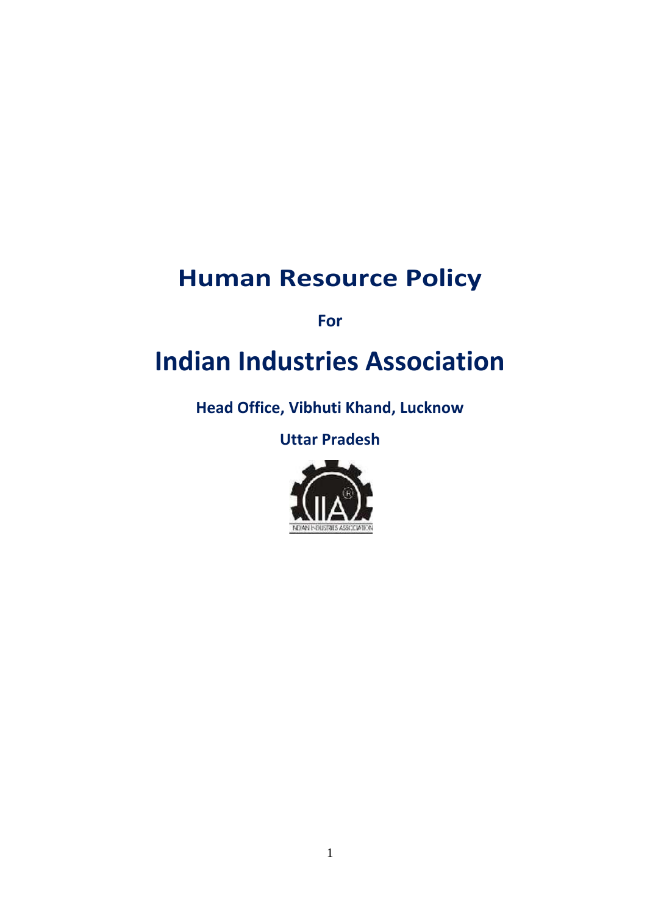# Human Resource Policy

**For**

# Indian Industries Association

**Head Office, Vibhuti Khand, Lucknow**

**Uttar Pradesh**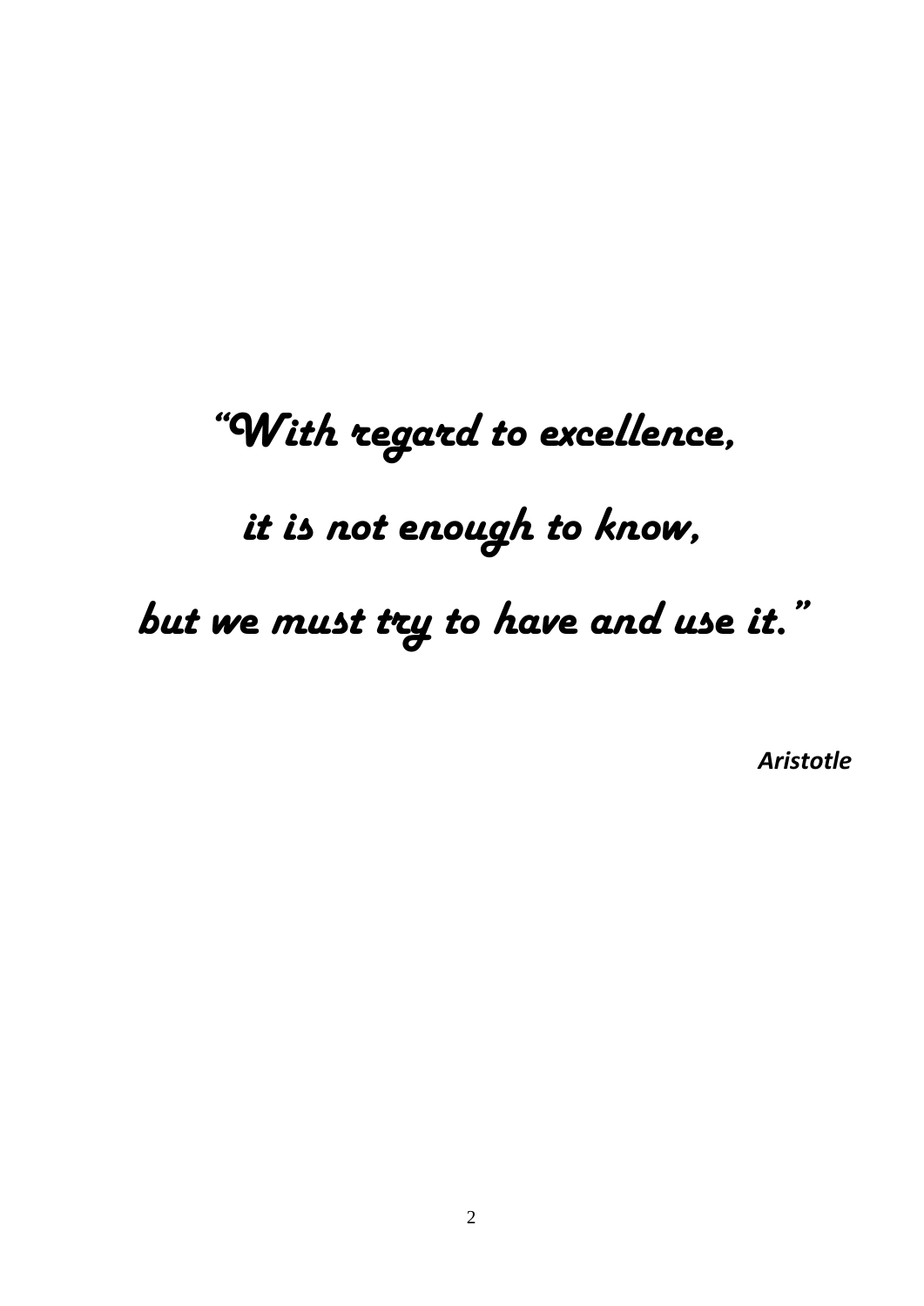*"With regard to excellence,*

*it is not enough to know,*

*but we must try to have and use it."*

***Aristotle***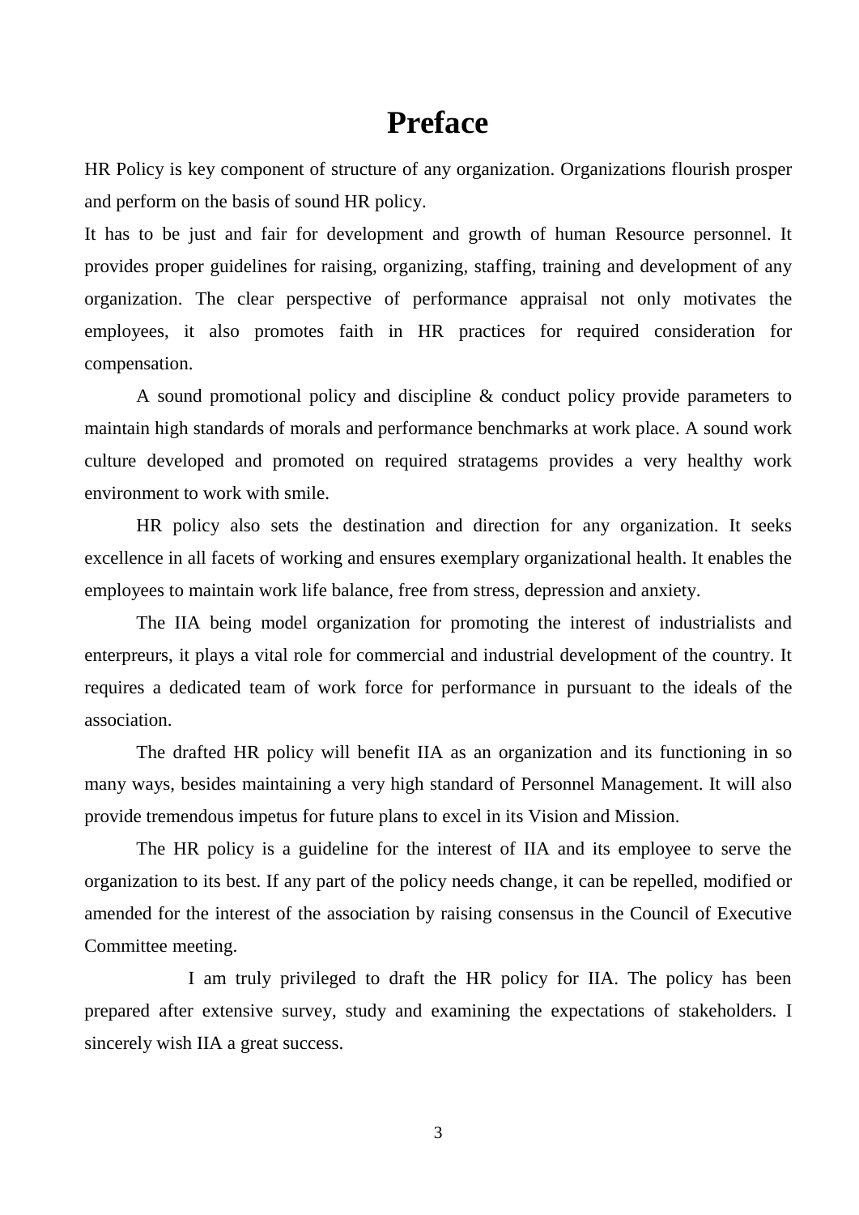# Preface

HR Policy is key component of structure of any organization. Organizations flourish prosper and perform on the basis of sound HR policy.

It has to be just and fair for development and growth of human Resource personnel. It provides proper guidelines for raising, organizing, staffing, training and development of any organization. The clear perspective of performance appraisal not only motivates the employees, it also promotes faith in HR practices for required consideration for compensation.

A sound promotional policy and discipline & conduct policy provide parameters to maintain high standards of morals and performance benchmarks at work place. A sound work culture developed and promoted on required stratagems provides a very healthy work environment to work with smile.

HR policy also sets the destination and direction for any organization. It seeks excellence in all facets of working and ensures exemplary organizational health. It enables the employees to maintain work life balance, free from stress, depression and anxiety.

The IIA being model organization for promoting the interest of industrialists and enterpreurs, it plays a vital role for commercial and industrial development of the country. It requires a dedicated team of work force for performance in pursuant to the ideals of the association.

The drafted HR policy will benefit IIA as an organization and its functioning in so many ways, besides maintaining a very high standard of Personnel Management. It will also provide tremendous impetus for future plans to excel in its Vision and Mission.

The HR policy is a guideline for the interest of IIA and its employee to serve the organization to its best. If any part of the policy needs change, it can be repelled, modified or amended for the interest of the association by raising consensus in the Council of Executive Committee meeting.

I am truly privileged to draft the HR policy for IIA. The policy has been prepared after extensive survey, study and examining the expectations of stakeholders. I sincerely wish IIA a great success.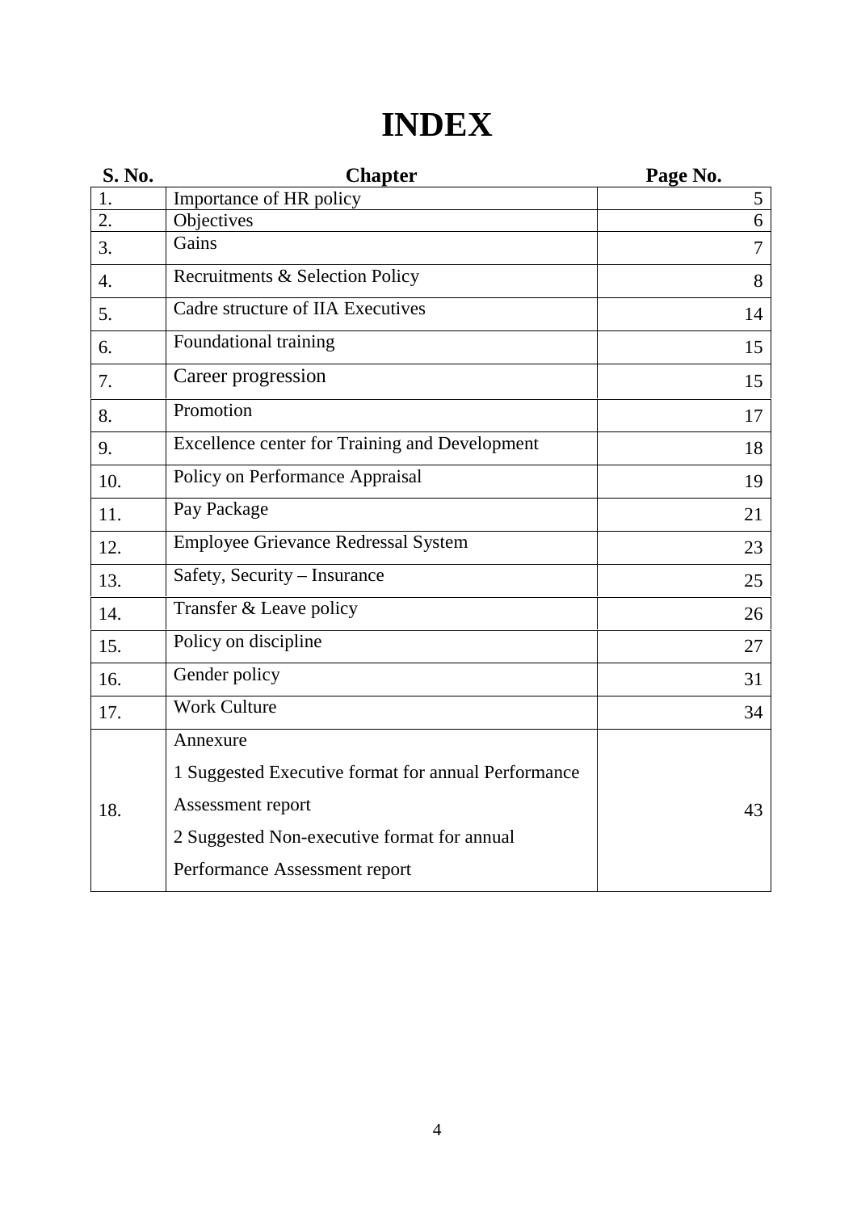# INDEX

| S. No. | Chapter | Page No. |
|---|---|---|
| 1. | Importance of HR policy | 5 |
| 2. | Objectives | 6 |
| 3. | Gains | 7 |
| 4. | Recruitments & Selection Policy | 8 |
| 5. | Cadre structure of IIA Executives | 14 |
| 6. | Foundational training | 15 |
| 7. | Career progression | 15 |
| 8. | Promotion | 17 |
| 9. | Excellence center for Training and Development | 18 |
| 10. | Policy on Performance Appraisal | 19 |
| 11. | Pay Package | 21 |
| 12. | Employee Grievance Redressal System | 23 |
| 13. | Safety, Security – Insurance | 25 |
| 14. | Transfer & Leave policy | 26 |
| 15. | Policy on discipline | 27 |
| 16. | Gender policy | 31 |
| 17. | Work Culture | 34 |
| 18. | Annexure<br>1 Suggested Executive format for annual Performance Assessment report<br>2 Suggested Non-executive format for annual Performance Assessment report | 43 |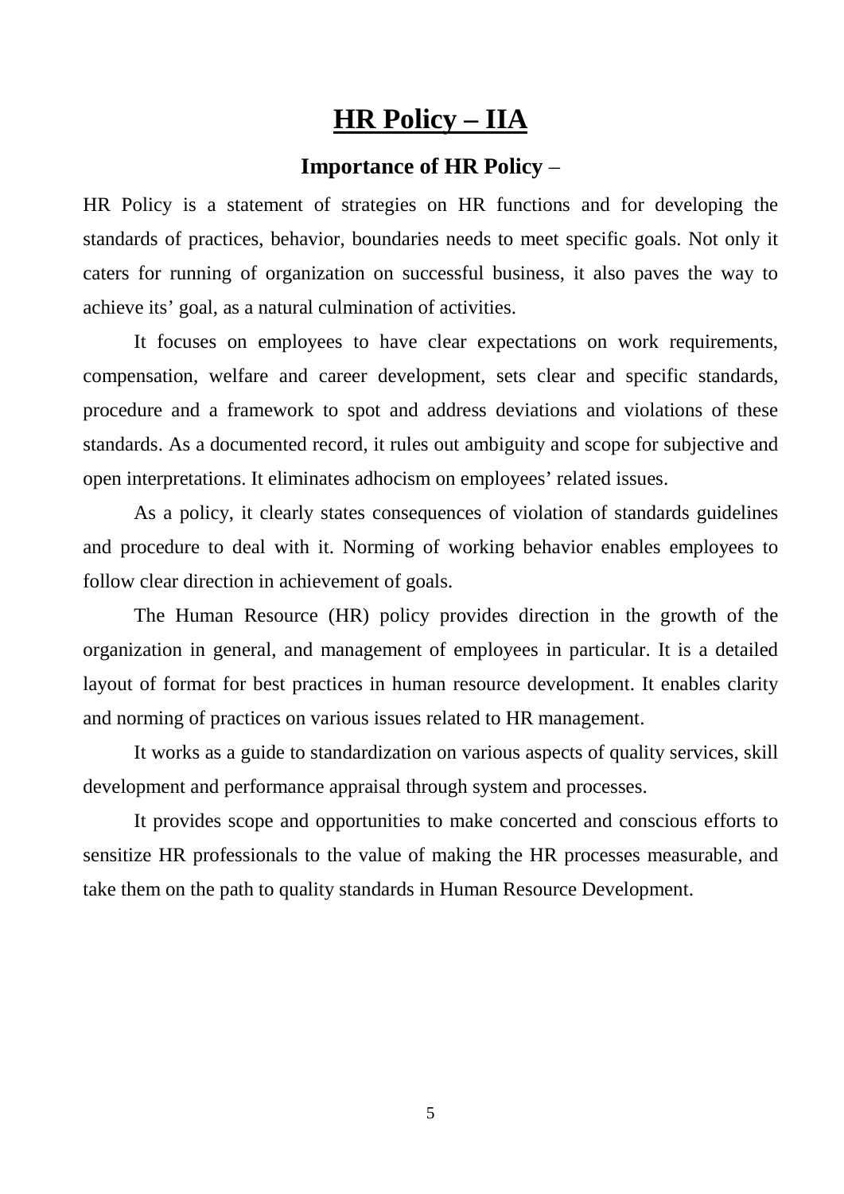# HR Policy – IIA

## Importance of HR Policy –

HR Policy is a statement of strategies on HR functions and for developing the standards of practices, behavior, boundaries needs to meet specific goals. Not only it caters for running of organization on successful business, it also paves the way to achieve its' goal, as a natural culmination of activities.

It focuses on employees to have clear expectations on work requirements, compensation, welfare and career development, sets clear and specific standards, procedure and a framework to spot and address deviations and violations of these standards. As a documented record, it rules out ambiguity and scope for subjective and open interpretations. It eliminates adhocism on employees' related issues.

As a policy, it clearly states consequences of violation of standards guidelines and procedure to deal with it. Norming of working behavior enables employees to follow clear direction in achievement of goals.

The Human Resource (HR) policy provides direction in the growth of the organization in general, and management of employees in particular. It is a detailed layout of format for best practices in human resource development. It enables clarity and norming of practices on various issues related to HR management.

It works as a guide to standardization on various aspects of quality services, skill development and performance appraisal through system and processes.

It provides scope and opportunities to make concerted and conscious efforts to sensitize HR professionals to the value of making the HR processes measurable, and take them on the path to quality standards in Human Resource Development.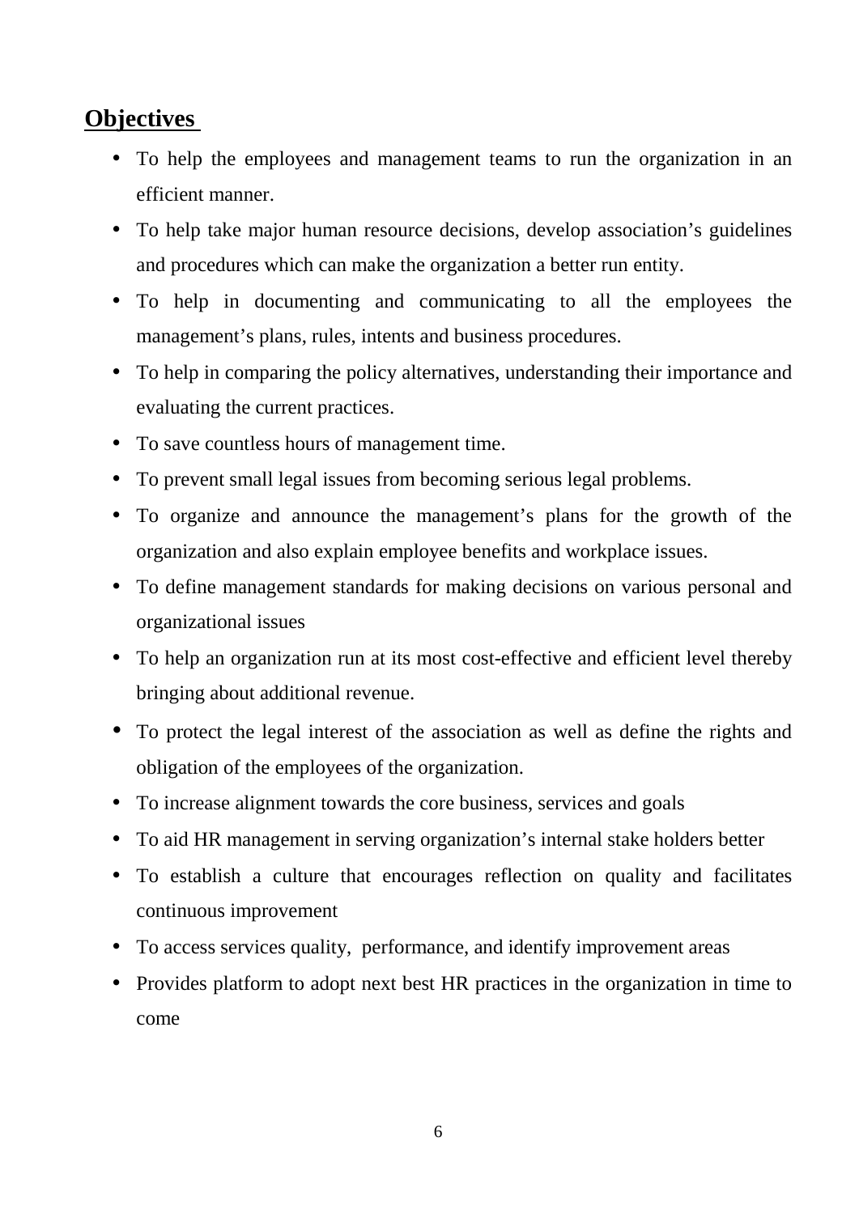## Objectives

- To help the employees and management teams to run the organization in an efficient manner.
- To help take major human resource decisions, develop association's guidelines and procedures which can make the organization a better run entity.
- To help in documenting and communicating to all the employees the management's plans, rules, intents and business procedures.
- To help in comparing the policy alternatives, understanding their importance and evaluating the current practices.
- To save countless hours of management time.
- To prevent small legal issues from becoming serious legal problems.
- To organize and announce the management's plans for the growth of the organization and also explain employee benefits and workplace issues.
- To define management standards for making decisions on various personal and organizational issues
- To help an organization run at its most cost-effective and efficient level thereby bringing about additional revenue.
- To protect the legal interest of the association as well as define the rights and obligation of the employees of the organization.
- To increase alignment towards the core business, services and goals
- To aid HR management in serving organization's internal stake holders better
- To establish a culture that encourages reflection on quality and facilitates continuous improvement
- To access services quality, performance, and identify improvement areas
- Provides platform to adopt next best HR practices in the organization in time to come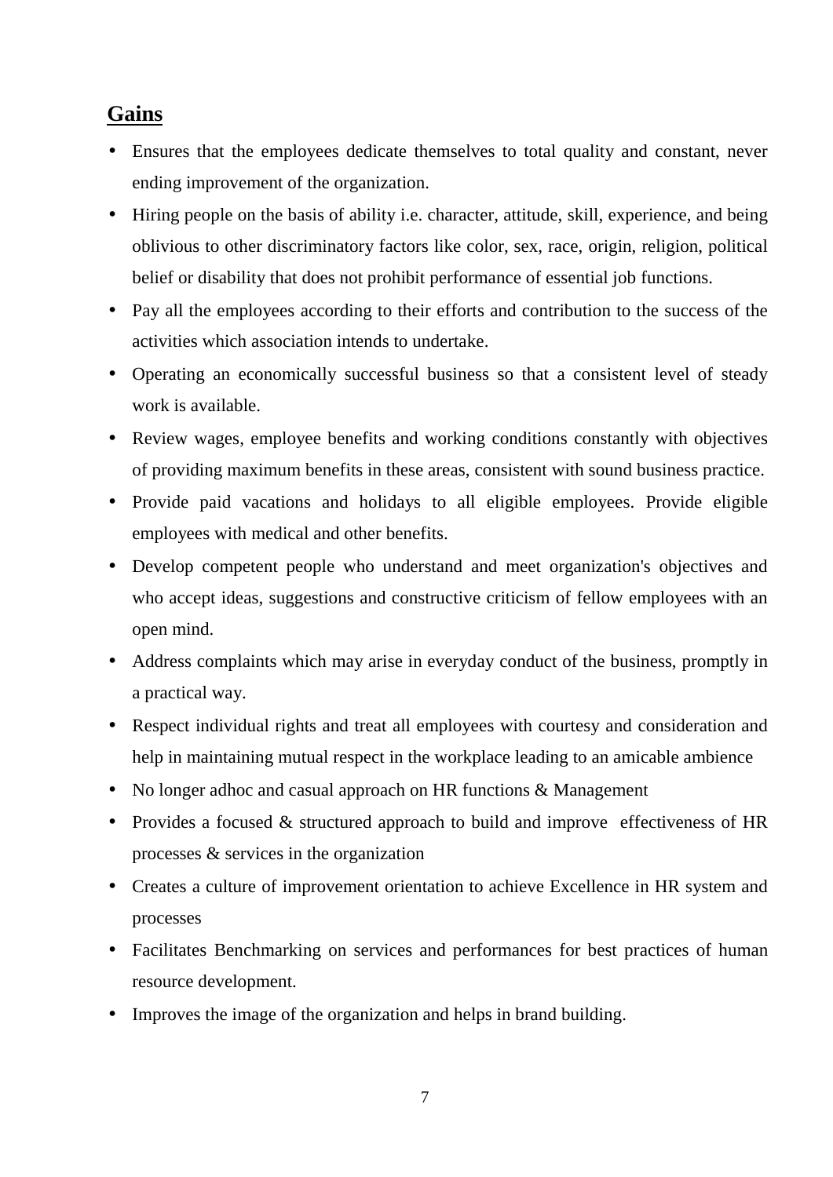## Gains

- Ensures that the employees dedicate themselves to total quality and constant, never ending improvement of the organization.
- Hiring people on the basis of ability i.e. character, attitude, skill, experience, and being oblivious to other discriminatory factors like color, sex, race, origin, religion, political belief or disability that does not prohibit performance of essential job functions.
- Pay all the employees according to their efforts and contribution to the success of the activities which association intends to undertake.
- Operating an economically successful business so that a consistent level of steady work is available.
- Review wages, employee benefits and working conditions constantly with objectives of providing maximum benefits in these areas, consistent with sound business practice.
- Provide paid vacations and holidays to all eligible employees. Provide eligible employees with medical and other benefits.
- Develop competent people who understand and meet organization's objectives and who accept ideas, suggestions and constructive criticism of fellow employees with an open mind.
- Address complaints which may arise in everyday conduct of the business, promptly in a practical way.
- Respect individual rights and treat all employees with courtesy and consideration and help in maintaining mutual respect in the workplace leading to an amicable ambience
- No longer adhoc and casual approach on HR functions & Management
- Provides a focused & structured approach to build and improve effectiveness of HR processes & services in the organization
- Creates a culture of improvement orientation to achieve Excellence in HR system and processes
- Facilitates Benchmarking on services and performances for best practices of human resource development.
- Improves the image of the organization and helps in brand building.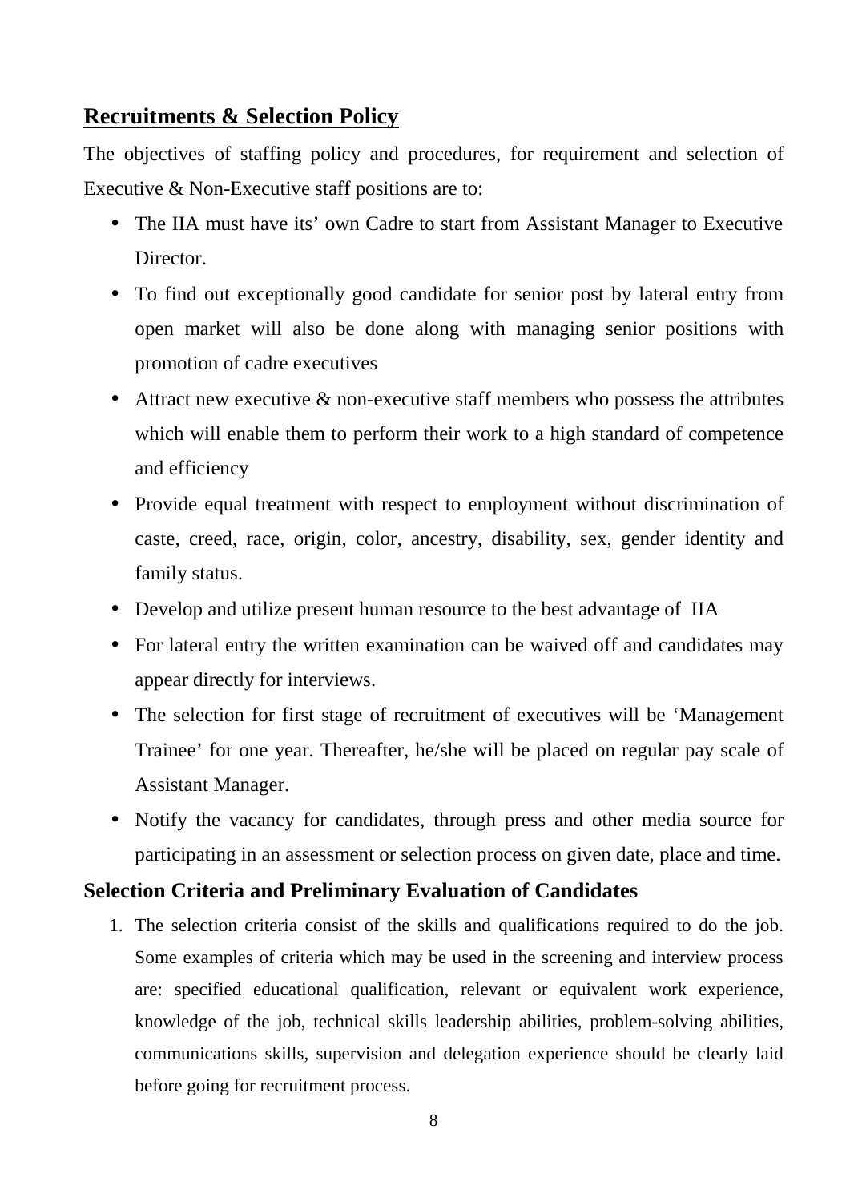## **Recruitments & Selection Policy**

The objectives of staffing policy and procedures, for requirement and selection of Executive & Non-Executive staff positions are to:

- The IIA must have its' own Cadre to start from Assistant Manager to Executive Director.
- To find out exceptionally good candidate for senior post by lateral entry from open market will also be done along with managing senior positions with promotion of cadre executives
- Attract new executive & non-executive staff members who possess the attributes which will enable them to perform their work to a high standard of competence and efficiency
- Provide equal treatment with respect to employment without discrimination of caste, creed, race, origin, color, ancestry, disability, sex, gender identity and family status.
- Develop and utilize present human resource to the best advantage of IIA
- For lateral entry the written examination can be waived off and candidates may appear directly for interviews.
- The selection for first stage of recruitment of executives will be 'Management Trainee' for one year. Thereafter, he/she will be placed on regular pay scale of Assistant Manager.
- Notify the vacancy for candidates, through press and other media source for participating in an assessment or selection process on given date, place and time.

### **Selection Criteria and Preliminary Evaluation of Candidates**

1. The selection criteria consist of the skills and qualifications required to do the job. Some examples of criteria which may be used in the screening and interview process are: specified educational qualification, relevant or equivalent work experience, knowledge of the job, technical skills leadership abilities, problem-solving abilities, communications skills, supervision and delegation experience should be clearly laid before going for recruitment process.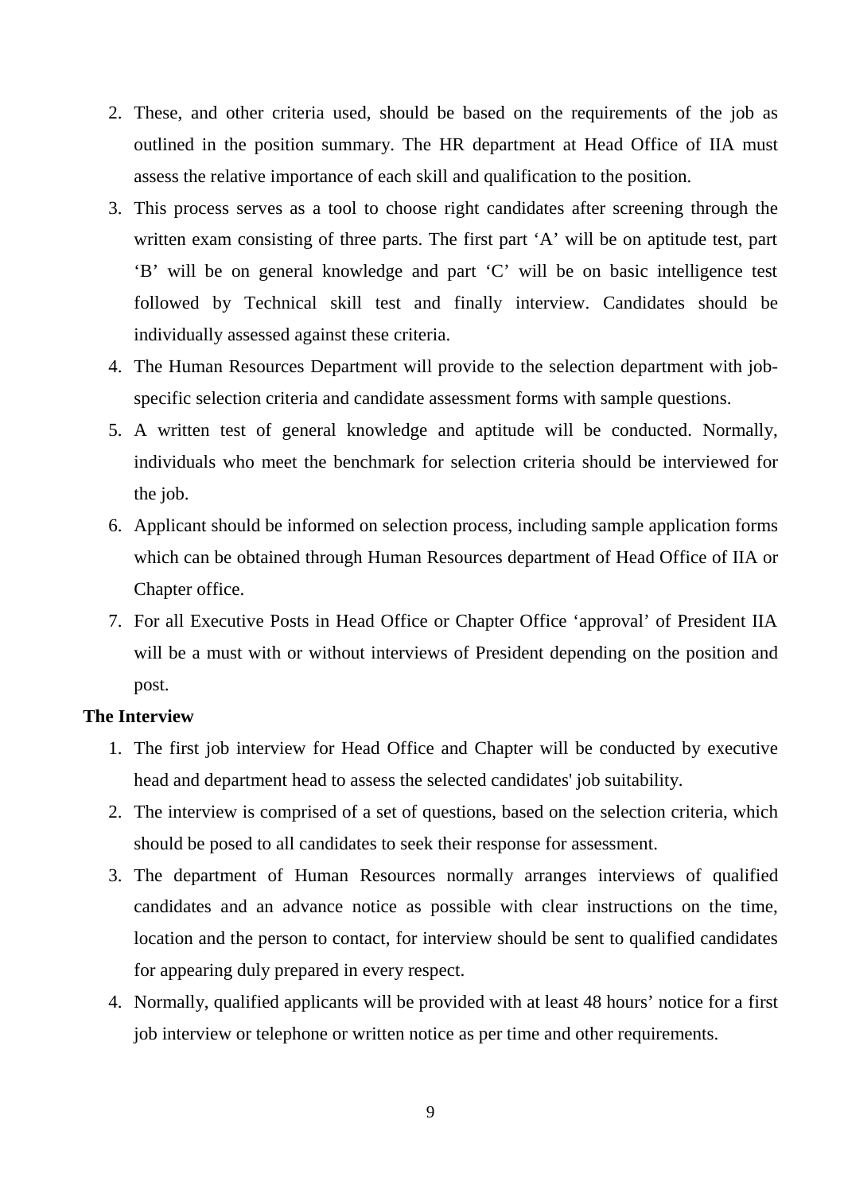2. These, and other criteria used, should be based on the requirements of the job as outlined in the position summary. The HR department at Head Office of IIA must assess the relative importance of each skill and qualification to the position.
3. This process serves as a tool to choose right candidates after screening through the written exam consisting of three parts. The first part 'A' will be on aptitude test, part 'B' will be on general knowledge and part 'C' will be on basic intelligence test followed by Technical skill test and finally interview. Candidates should be individually assessed against these criteria.
4. The Human Resources Department will provide to the selection department with job-specific selection criteria and candidate assessment forms with sample questions.
5. A written test of general knowledge and aptitude will be conducted. Normally, individuals who meet the benchmark for selection criteria should be interviewed for the job.
6. Applicant should be informed on selection process, including sample application forms which can be obtained through Human Resources department of Head Office of IIA or Chapter office.
7. For all Executive Posts in Head Office or Chapter Office 'approval' of President IIA will be a must with or without interviews of President depending on the position and post.

**The Interview**

1. The first job interview for Head Office and Chapter will be conducted by executive head and department head to assess the selected candidates' job suitability.
2. The interview is comprised of a set of questions, based on the selection criteria, which should be posed to all candidates to seek their response for assessment.
3. The department of Human Resources normally arranges interviews of qualified candidates and an advance notice as possible with clear instructions on the time, location and the person to contact, for interview should be sent to qualified candidates for appearing duly prepared in every respect.
4. Normally, qualified applicants will be provided with at least 48 hours' notice for a first job interview or telephone or written notice as per time and other requirements.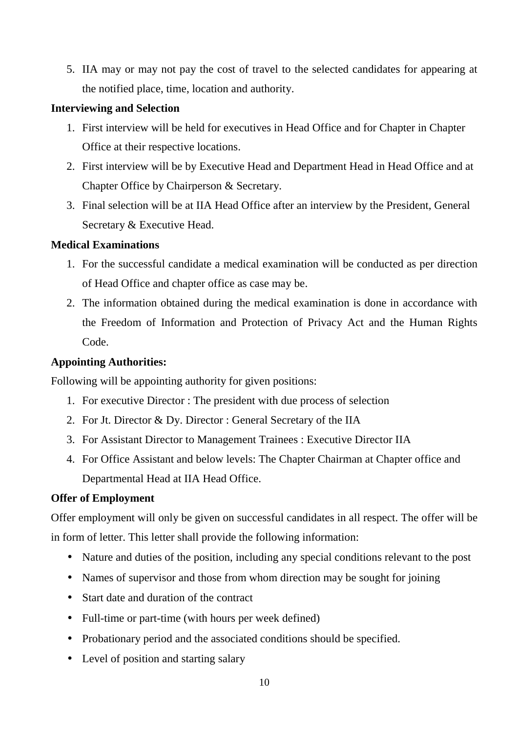5. IIA may or may not pay the cost of travel to the selected candidates for appearing at the notified place, time, location and authority.

**Interviewing and Selection**

1. First interview will be held for executives in Head Office and for Chapter in Chapter Office at their respective locations.
2. First interview will be by Executive Head and Department Head in Head Office and at Chapter Office by Chairperson & Secretary.
3. Final selection will be at IIA Head Office after an interview by the President, General Secretary & Executive Head.

**Medical Examinations**

1. For the successful candidate a medical examination will be conducted as per direction of Head Office and chapter office as case may be.
2. The information obtained during the medical examination is done in accordance with the Freedom of Information and Protection of Privacy Act and the Human Rights Code.

**Appointing Authorities:**

Following will be appointing authority for given positions:

1. For executive Director : The president with due process of selection
2. For Jt. Director & Dy. Director : General Secretary of the IIA
3. For Assistant Director to Management Trainees : Executive Director IIA
4. For Office Assistant and below levels: The Chapter Chairman at Chapter office and Departmental Head at IIA Head Office.

**Offer of Employment**

Offer employment will only be given on successful candidates in all respect. The offer will be in form of letter. This letter shall provide the following information:

- Nature and duties of the position, including any special conditions relevant to the post
- Names of supervisor and those from whom direction may be sought for joining
- Start date and duration of the contract
- Full-time or part-time (with hours per week defined)
- Probationary period and the associated conditions should be specified.
- Level of position and starting salary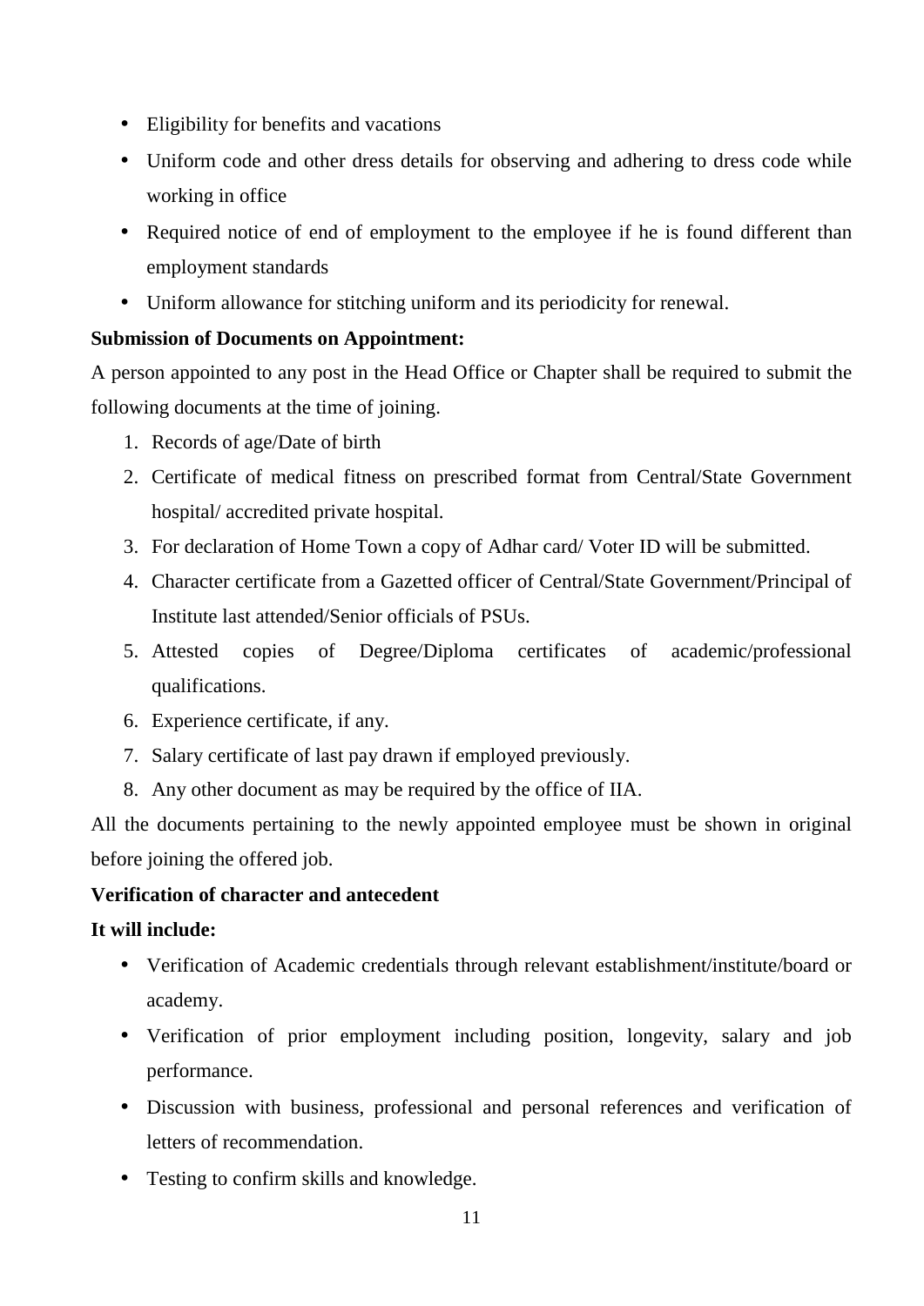- Eligibility for benefits and vacations
- Uniform code and other dress details for observing and adhering to dress code while working in office
- Required notice of end of employment to the employee if he is found different than employment standards
- Uniform allowance for stitching uniform and its periodicity for renewal.

**Submission of Documents on Appointment:**

A person appointed to any post in the Head Office or Chapter shall be required to submit the following documents at the time of joining.

1. Records of age/Date of birth
2. Certificate of medical fitness on prescribed format from Central/State Government hospital/ accredited private hospital.
3. For declaration of Home Town a copy of Adhar card/ Voter ID will be submitted.
4. Character certificate from a Gazetted officer of Central/State Government/Principal of Institute last attended/Senior officials of PSUs.
5. Attested copies of Degree/Diploma certificates of academic/professional qualifications.
6. Experience certificate, if any.
7. Salary certificate of last pay drawn if employed previously.
8. Any other document as may be required by the office of IIA.

All the documents pertaining to the newly appointed employee must be shown in original before joining the offered job.

**Verification of character and antecedent**

**It will include:**

- Verification of Academic credentials through relevant establishment/institute/board or academy.
- Verification of prior employment including position, longevity, salary and job performance.
- Discussion with business, professional and personal references and verification of letters of recommendation.
- Testing to confirm skills and knowledge.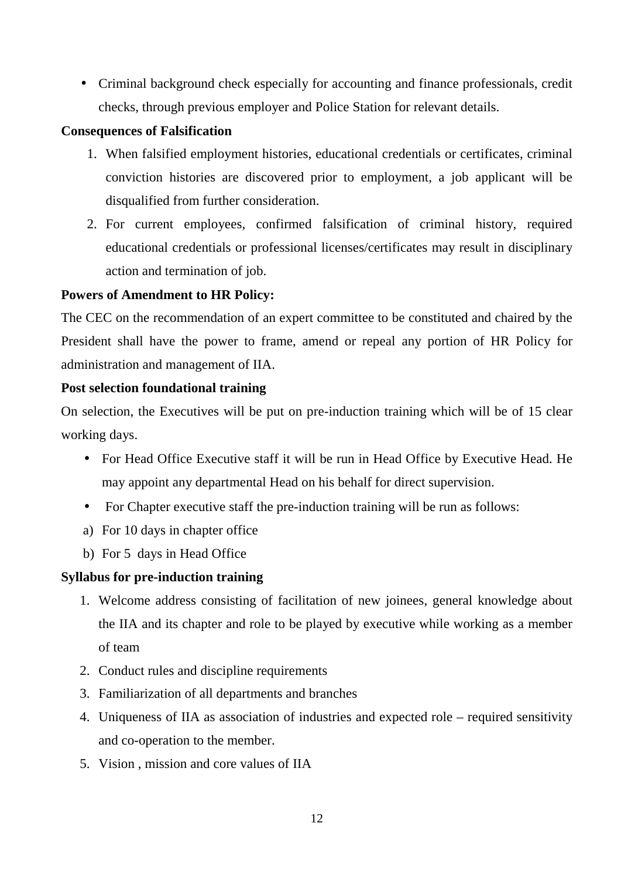- Criminal background check especially for accounting and finance professionals, credit checks, through previous employer and Police Station for relevant details.

**Consequences of Falsification**

1. When falsified employment histories, educational credentials or certificates, criminal conviction histories are discovered prior to employment, a job applicant will be disqualified from further consideration.
2. For current employees, confirmed falsification of criminal history, required educational credentials or professional licenses/certificates may result in disciplinary action and termination of job.

**Powers of Amendment to HR Policy:**

The CEC on the recommendation of an expert committee to be constituted and chaired by the President shall have the power to frame, amend or repeal any portion of HR Policy for administration and management of IIA.

**Post selection foundational training**

On selection, the Executives will be put on pre-induction training which will be of 15 clear working days.

- For Head Office Executive staff it will be run in Head Office by Executive Head. He may appoint any departmental Head on his behalf for direct supervision.
- For Chapter executive staff the pre-induction training will be run as follows:

a) For 10 days in chapter office

b) For 5 days in Head Office

**Syllabus for pre-induction training**

1. Welcome address consisting of facilitation of new joinees, general knowledge about the IIA and its chapter and role to be played by executive while working as a member of team
2. Conduct rules and discipline requirements
3. Familiarization of all departments and branches
4. Uniqueness of IIA as association of industries and expected role – required sensitivity and co-operation to the member.
5. Vision , mission and core values of IIA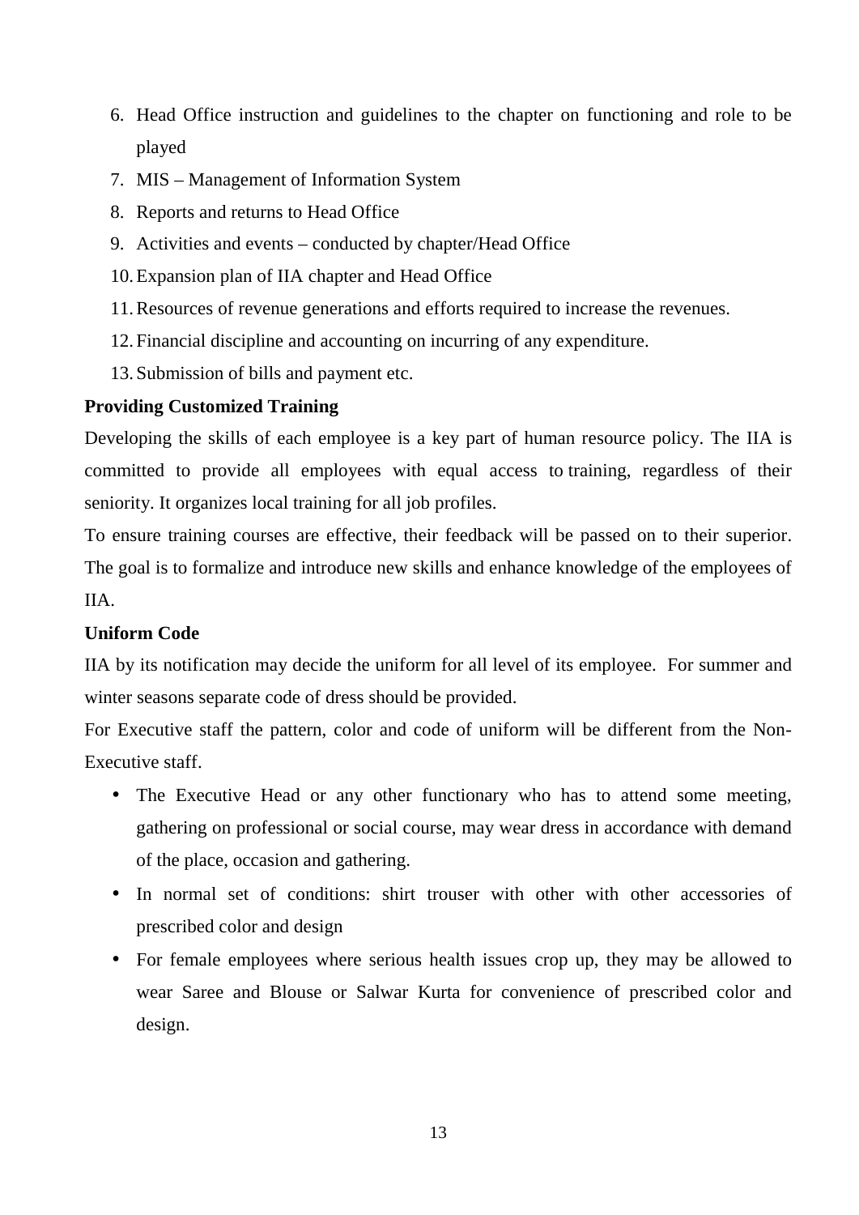6. Head Office instruction and guidelines to the chapter on functioning and role to be played
7. MIS – Management of Information System
8. Reports and returns to Head Office
9. Activities and events – conducted by chapter/Head Office
10. Expansion plan of IIA chapter and Head Office
11. Resources of revenue generations and efforts required to increase the revenues.
12. Financial discipline and accounting on incurring of any expenditure.
13. Submission of bills and payment etc.

**Providing Customized Training**

Developing the skills of each employee is a key part of human resource policy. The IIA is committed to provide all employees with equal access to training, regardless of their seniority. It organizes local training for all job profiles.

To ensure training courses are effective, their feedback will be passed on to their superior. The goal is to formalize and introduce new skills and enhance knowledge of the employees of IIA.

**Uniform Code**

IIA by its notification may decide the uniform for all level of its employee. For summer and winter seasons separate code of dress should be provided.

For Executive staff the pattern, color and code of uniform will be different from the Non-Executive staff.

- The Executive Head or any other functionary who has to attend some meeting, gathering on professional or social course, may wear dress in accordance with demand of the place, occasion and gathering.
- In normal set of conditions: shirt trouser with other with other accessories of prescribed color and design
- For female employees where serious health issues crop up, they may be allowed to wear Saree and Blouse or Salwar Kurta for convenience of prescribed color and design.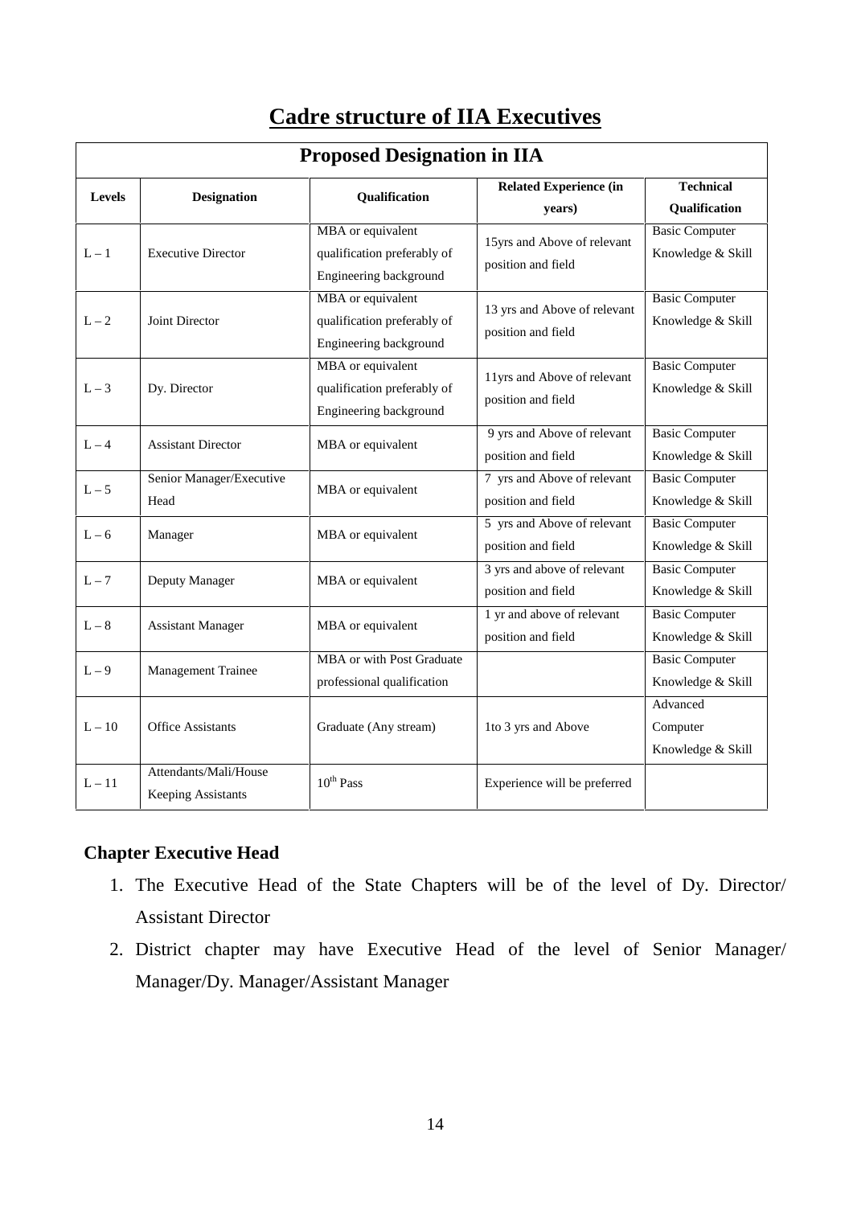# Cadre structure of IIA Executives

| Proposed Designation in IIA | | | | |
|---|---|---|---|---|
| **Levels** | **Designation** | **Qualification** | **Related Experience (in years)** | **Technical Qualification** |
| L – 1 | Executive Director | MBA or equivalent qualification preferably of Engineering background | 15yrs and Above of relevant position and field | Basic Computer Knowledge & Skill |
| L – 2 | Joint Director | MBA or equivalent qualification preferably of Engineering background | 13 yrs and Above of relevant position and field | Basic Computer Knowledge & Skill |
| L – 3 | Dy. Director | MBA or equivalent qualification preferably of Engineering background | 11yrs and Above of relevant position and field | Basic Computer Knowledge & Skill |
| L – 4 | Assistant Director | MBA or equivalent | 9 yrs and Above of relevant position and field | Basic Computer Knowledge & Skill |
| L – 5 | Senior Manager/Executive Head | MBA or equivalent | 7 yrs and Above of relevant position and field | Basic Computer Knowledge & Skill |
| L – 6 | Manager | MBA or equivalent | 5 yrs and Above of relevant position and field | Basic Computer Knowledge & Skill |
| L – 7 | Deputy Manager | MBA or equivalent | 3 yrs and above of relevant position and field | Basic Computer Knowledge & Skill |
| L – 8 | Assistant Manager | MBA or equivalent | 1 yr and above of relevant position and field | Basic Computer Knowledge & Skill |
| L – 9 | Management Trainee | MBA or with Post Graduate professional qualification | | Basic Computer Knowledge & Skill |
| L – 10 | Office Assistants | Graduate (Any stream) | 1to 3 yrs and Above | Advanced Computer Knowledge & Skill |
| L – 11 | Attendants/Mali/House Keeping Assistants | 10th Pass | Experience will be preferred | |

### Chapter Executive Head

1. The Executive Head of the State Chapters will be of the level of Dy. Director/ Assistant Director
2. District chapter may have Executive Head of the level of Senior Manager/ Manager/Dy. Manager/Assistant Manager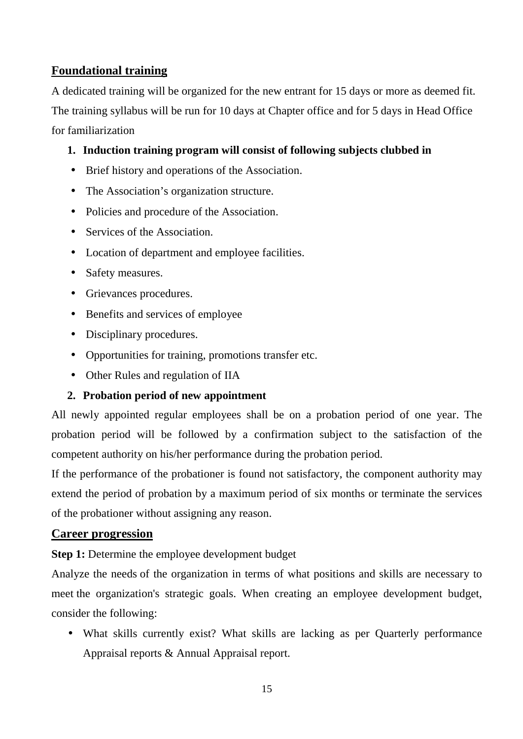## Foundational training

A dedicated training will be organized for the new entrant for 15 days or more as deemed fit. The training syllabus will be run for 10 days at Chapter office and for 5 days in Head Office for familiarization

1. **Induction training program will consist of following subjects clubbed in**

- Brief history and operations of the Association.
- The Association's organization structure.
- Policies and procedure of the Association.
- Services of the Association.
- Location of department and employee facilities.
- Safety measures.
- Grievances procedures.
- Benefits and services of employee
- Disciplinary procedures.
- Opportunities for training, promotions transfer etc.
- Other Rules and regulation of IIA

2. **Probation period of new appointment**

All newly appointed regular employees shall be on a probation period of one year. The probation period will be followed by a confirmation subject to the satisfaction of the competent authority on his/her performance during the probation period.

If the performance of the probationer is found not satisfactory, the component authority may extend the period of probation by a maximum period of six months or terminate the services of the probationer without assigning any reason.

## Career progression

**Step 1:** Determine the employee development budget

Analyze the needs of the organization in terms of what positions and skills are necessary to meet the organization's strategic goals. When creating an employee development budget, consider the following:

- What skills currently exist? What skills are lacking as per Quarterly performance Appraisal reports & Annual Appraisal report.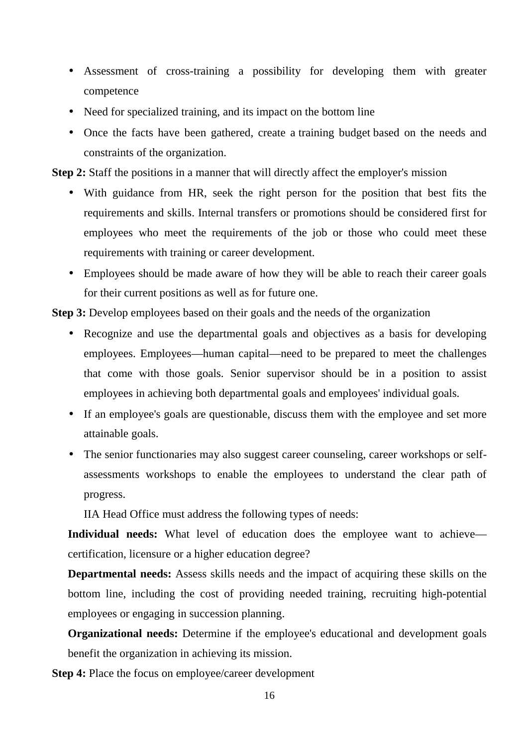- Assessment of cross-training a possibility for developing them with greater competence
- Need for specialized training, and its impact on the bottom line
- Once the facts have been gathered, create a training budget based on the needs and constraints of the organization.

**Step 2:** Staff the positions in a manner that will directly affect the employer's mission

- With guidance from HR, seek the right person for the position that best fits the requirements and skills. Internal transfers or promotions should be considered first for employees who meet the requirements of the job or those who could meet these requirements with training or career development.
- Employees should be made aware of how they will be able to reach their career goals for their current positions as well as for future one.

**Step 3:** Develop employees based on their goals and the needs of the organization

- Recognize and use the departmental goals and objectives as a basis for developing employees. Employees—human capital—need to be prepared to meet the challenges that come with those goals. Senior supervisor should be in a position to assist employees in achieving both departmental goals and employees' individual goals.
- If an employee's goals are questionable, discuss them with the employee and set more attainable goals.
- The senior functionaries may also suggest career counseling, career workshops or self-assessments workshops to enable the employees to understand the clear path of progress.

IIA Head Office must address the following types of needs:

**Individual needs:** What level of education does the employee want to achieve—certification, licensure or a higher education degree?

**Departmental needs:** Assess skills needs and the impact of acquiring these skills on the bottom line, including the cost of providing needed training, recruiting high-potential employees or engaging in succession planning.

**Organizational needs:** Determine if the employee's educational and development goals benefit the organization in achieving its mission.

**Step 4:** Place the focus on employee/career development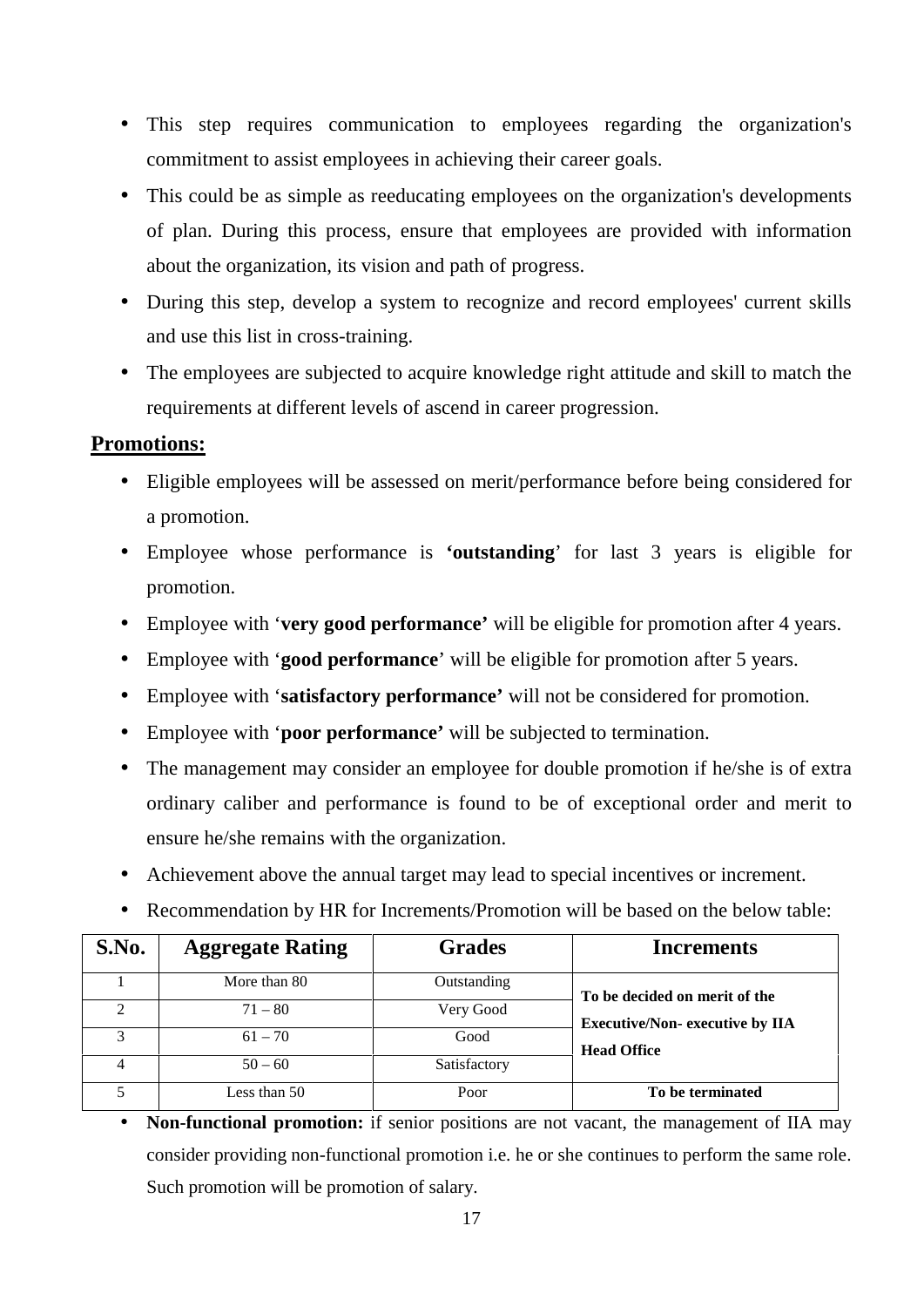- This step requires communication to employees regarding the organization's commitment to assist employees in achieving their career goals.
- This could be as simple as reeducating employees on the organization's developments of plan. During this process, ensure that employees are provided with information about the organization, its vision and path of progress.
- During this step, develop a system to recognize and record employees' current skills and use this list in cross-training.
- The employees are subjected to acquire knowledge right attitude and skill to match the requirements at different levels of ascend in career progression.

**Promotions:**

- Eligible employees will be assessed on merit/performance before being considered for a promotion.
- Employee whose performance is **'outstanding**' for last 3 years is eligible for promotion.
- Employee with '**very good performance'** will be eligible for promotion after 4 years.
- Employee with '**good performance**' will be eligible for promotion after 5 years.
- Employee with '**satisfactory performance'** will not be considered for promotion.
- Employee with '**poor performance'** will be subjected to termination.
- The management may consider an employee for double promotion if he/she is of extra ordinary caliber and performance is found to be of exceptional order and merit to ensure he/she remains with the organization.
- Achievement above the annual target may lead to special incentives or increment.
- Recommendation by HR for Increments/Promotion will be based on the below table:

| S.No. | Aggregate Rating | Grades | Increments |
|---|---|---|---|
| 1 | More than 80 | Outstanding | **To be decided on merit of the Executive/Non- executive by IIA Head Office** |
| 2 | 71 – 80 | Very Good | |
| 3 | 61 – 70 | Good | |
| 4 | 50 – 60 | Satisfactory | |
| 5 | Less than 50 | Poor | **To be terminated** |

- **Non-functional promotion:** if senior positions are not vacant, the management of IIA may consider providing non-functional promotion i.e. he or she continues to perform the same role. Such promotion will be promotion of salary.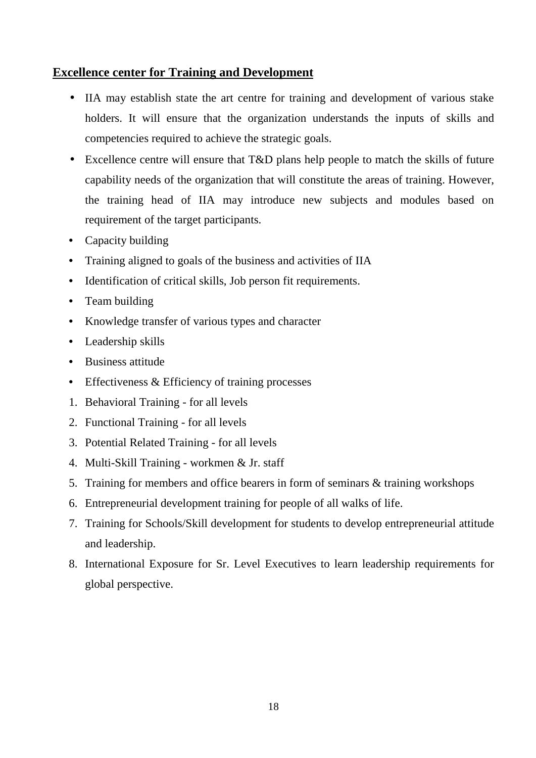## **Excellence center for Training and Development**

- IIA may establish state the art centre for training and development of various stake holders. It will ensure that the organization understands the inputs of skills and competencies required to achieve the strategic goals.
- Excellence centre will ensure that T&D plans help people to match the skills of future capability needs of the organization that will constitute the areas of training. However, the training head of IIA may introduce new subjects and modules based on requirement of the target participants.
- Capacity building
- Training aligned to goals of the business and activities of IIA
- Identification of critical skills, Job person fit requirements.
- Team building
- Knowledge transfer of various types and character
- Leadership skills
- Business attitude
- Effectiveness & Efficiency of training processes

1. Behavioral Training - for all levels
2. Functional Training - for all levels
3. Potential Related Training - for all levels
4. Multi-Skill Training - workmen & Jr. staff
5. Training for members and office bearers in form of seminars & training workshops
6. Entrepreneurial development training for people of all walks of life.
7. Training for Schools/Skill development for students to develop entrepreneurial attitude and leadership.
8. International Exposure for Sr. Level Executives to learn leadership requirements for global perspective.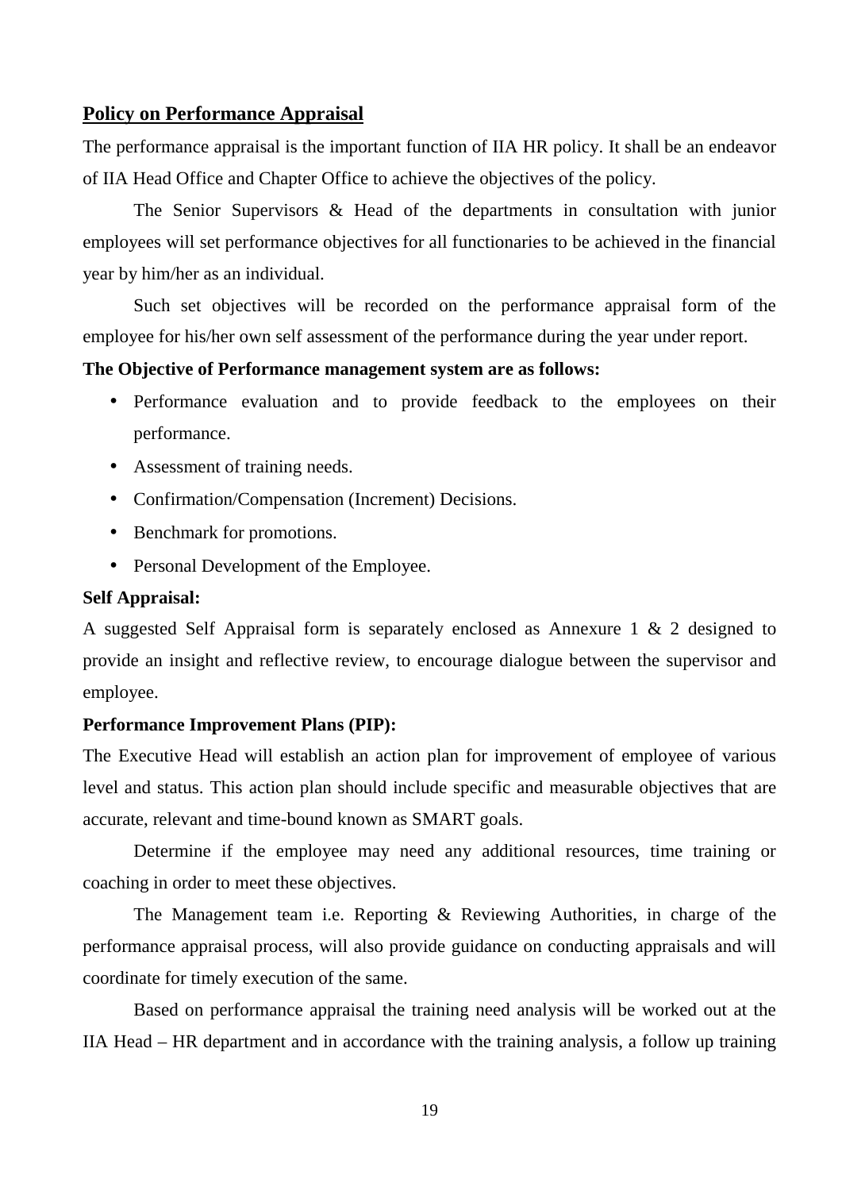## Policy on Performance Appraisal

The performance appraisal is the important function of IIA HR policy. It shall be an endeavor of IIA Head Office and Chapter Office to achieve the objectives of the policy.

The Senior Supervisors & Head of the departments in consultation with junior employees will set performance objectives for all functionaries to be achieved in the financial year by him/her as an individual.

Such set objectives will be recorded on the performance appraisal form of the employee for his/her own self assessment of the performance during the year under report.

**The Objective of Performance management system are as follows:**

- Performance evaluation and to provide feedback to the employees on their performance.
- Assessment of training needs.
- Confirmation/Compensation (Increment) Decisions.
- Benchmark for promotions.
- Personal Development of the Employee.

**Self Appraisal:**

A suggested Self Appraisal form is separately enclosed as Annexure 1 & 2 designed to provide an insight and reflective review, to encourage dialogue between the supervisor and employee.

**Performance Improvement Plans (PIP):**

The Executive Head will establish an action plan for improvement of employee of various level and status. This action plan should include specific and measurable objectives that are accurate, relevant and time-bound known as SMART goals.

Determine if the employee may need any additional resources, time training or coaching in order to meet these objectives.

The Management team i.e. Reporting & Reviewing Authorities, in charge of the performance appraisal process, will also provide guidance on conducting appraisals and will coordinate for timely execution of the same.

Based on performance appraisal the training need analysis will be worked out at the IIA Head – HR department and in accordance with the training analysis, a follow up training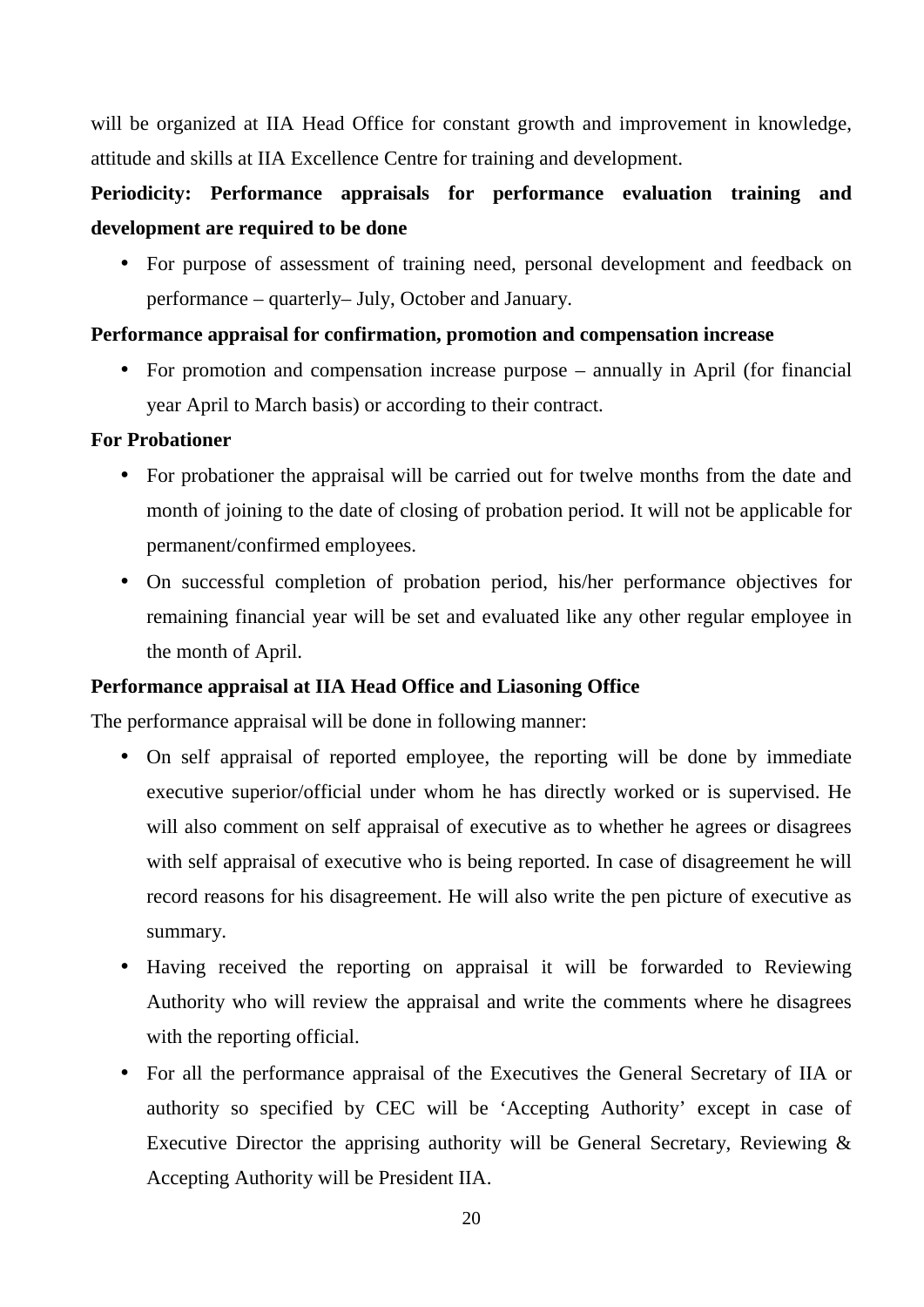will be organized at IIA Head Office for constant growth and improvement in knowledge, attitude and skills at IIA Excellence Centre for training and development.

**Periodicity: Performance appraisals for performance evaluation training and development are required to be done**

- For purpose of assessment of training need, personal development and feedback on performance – quarterly– July, October and January.

**Performance appraisal for confirmation, promotion and compensation increase**

- For promotion and compensation increase purpose – annually in April (for financial year April to March basis) or according to their contract.

**For Probationer**

- For probationer the appraisal will be carried out for twelve months from the date and month of joining to the date of closing of probation period. It will not be applicable for permanent/confirmed employees.
- On successful completion of probation period, his/her performance objectives for remaining financial year will be set and evaluated like any other regular employee in the month of April.

**Performance appraisal at IIA Head Office and Liasoning Office**

The performance appraisal will be done in following manner:

- On self appraisal of reported employee, the reporting will be done by immediate executive superior/official under whom he has directly worked or is supervised. He will also comment on self appraisal of executive as to whether he agrees or disagrees with self appraisal of executive who is being reported. In case of disagreement he will record reasons for his disagreement. He will also write the pen picture of executive as summary.
- Having received the reporting on appraisal it will be forwarded to Reviewing Authority who will review the appraisal and write the comments where he disagrees with the reporting official.
- For all the performance appraisal of the Executives the General Secretary of IIA or authority so specified by CEC will be 'Accepting Authority' except in case of Executive Director the apprising authority will be General Secretary, Reviewing & Accepting Authority will be President IIA.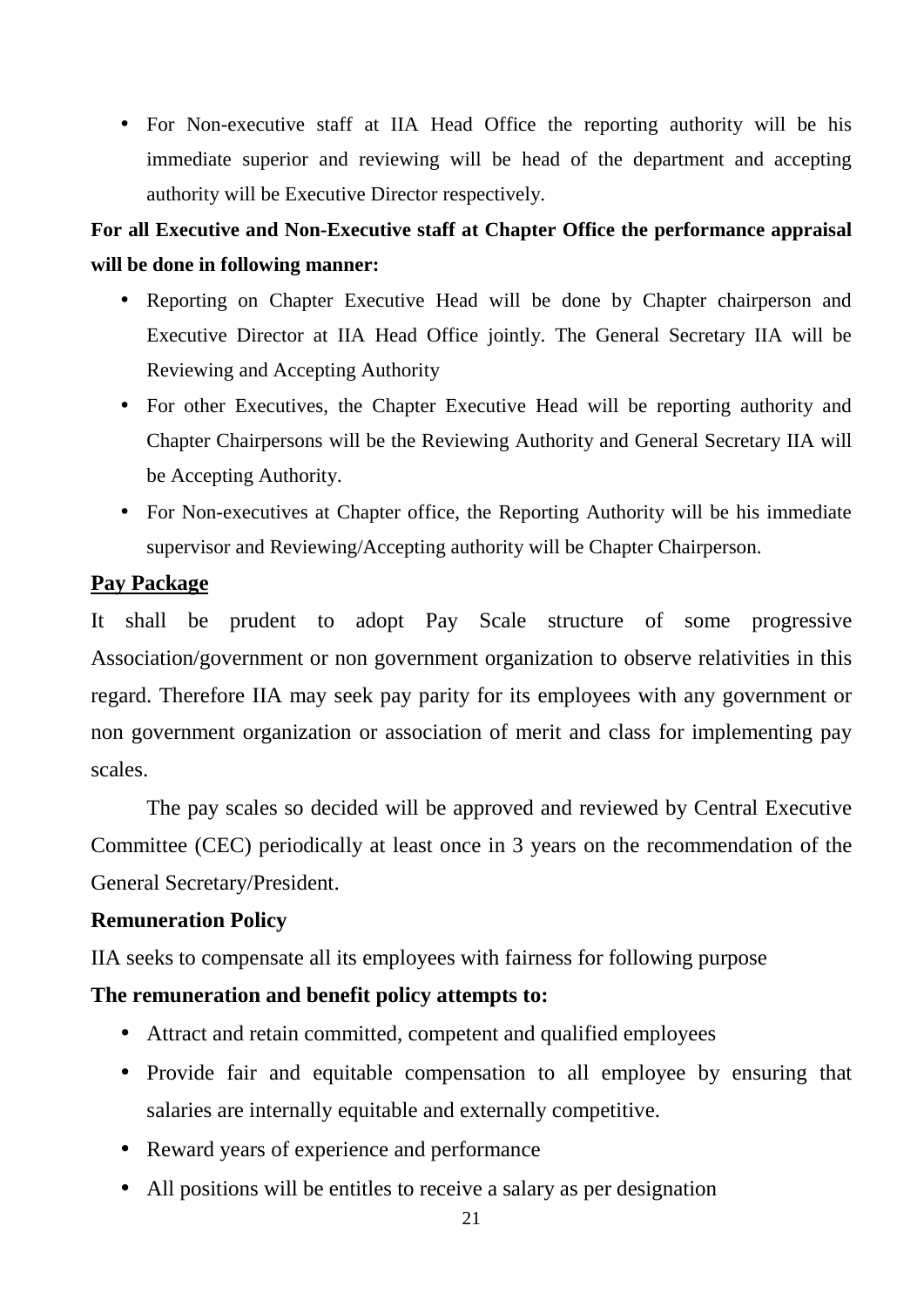- For Non-executive staff at IIA Head Office the reporting authority will be his immediate superior and reviewing will be head of the department and accepting authority will be Executive Director respectively.

**For all Executive and Non-Executive staff at Chapter Office the performance appraisal will be done in following manner:**

- Reporting on Chapter Executive Head will be done by Chapter chairperson and Executive Director at IIA Head Office jointly. The General Secretary IIA will be Reviewing and Accepting Authority
- For other Executives, the Chapter Executive Head will be reporting authority and Chapter Chairpersons will be the Reviewing Authority and General Secretary IIA will be Accepting Authority.
- For Non-executives at Chapter office, the Reporting Authority will be his immediate supervisor and Reviewing/Accepting authority will be Chapter Chairperson.

## Pay Package

It shall be prudent to adopt Pay Scale structure of some progressive Association/government or non government organization to observe relativities in this regard. Therefore IIA may seek pay parity for its employees with any government or non government organization or association of merit and class for implementing pay scales.

The pay scales so decided will be approved and reviewed by Central Executive Committee (CEC) periodically at least once in 3 years on the recommendation of the General Secretary/President.

### Remuneration Policy

IIA seeks to compensate all its employees with fairness for following purpose

**The remuneration and benefit policy attempts to:**

- Attract and retain committed, competent and qualified employees
- Provide fair and equitable compensation to all employee by ensuring that salaries are internally equitable and externally competitive.
- Reward years of experience and performance
- All positions will be entitles to receive a salary as per designation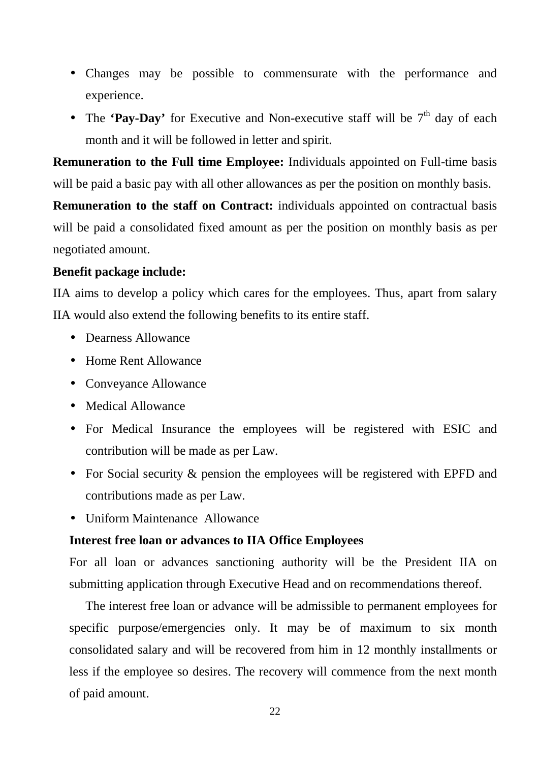- Changes may be possible to commensurate with the performance and experience.
- The **'Pay-Day'** for Executive and Non-executive staff will be 7th day of each month and it will be followed in letter and spirit.

**Remuneration to the Full time Employee:** Individuals appointed on Full-time basis will be paid a basic pay with all other allowances as per the position on monthly basis.

**Remuneration to the staff on Contract:** individuals appointed on contractual basis will be paid a consolidated fixed amount as per the position on monthly basis as per negotiated amount.

**Benefit package include:**

IIA aims to develop a policy which cares for the employees. Thus, apart from salary IIA would also extend the following benefits to its entire staff.

- Dearness Allowance
- Home Rent Allowance
- Conveyance Allowance
- Medical Allowance
- For Medical Insurance the employees will be registered with ESIC and contribution will be made as per Law.
- For Social security & pension the employees will be registered with EPFD and contributions made as per Law.
- Uniform Maintenance Allowance

**Interest free loan or advances to IIA Office Employees**

For all loan or advances sanctioning authority will be the President IIA on submitting application through Executive Head and on recommendations thereof.

The interest free loan or advance will be admissible to permanent employees for specific purpose/emergencies only. It may be of maximum to six month consolidated salary and will be recovered from him in 12 monthly installments or less if the employee so desires. The recovery will commence from the next month of paid amount.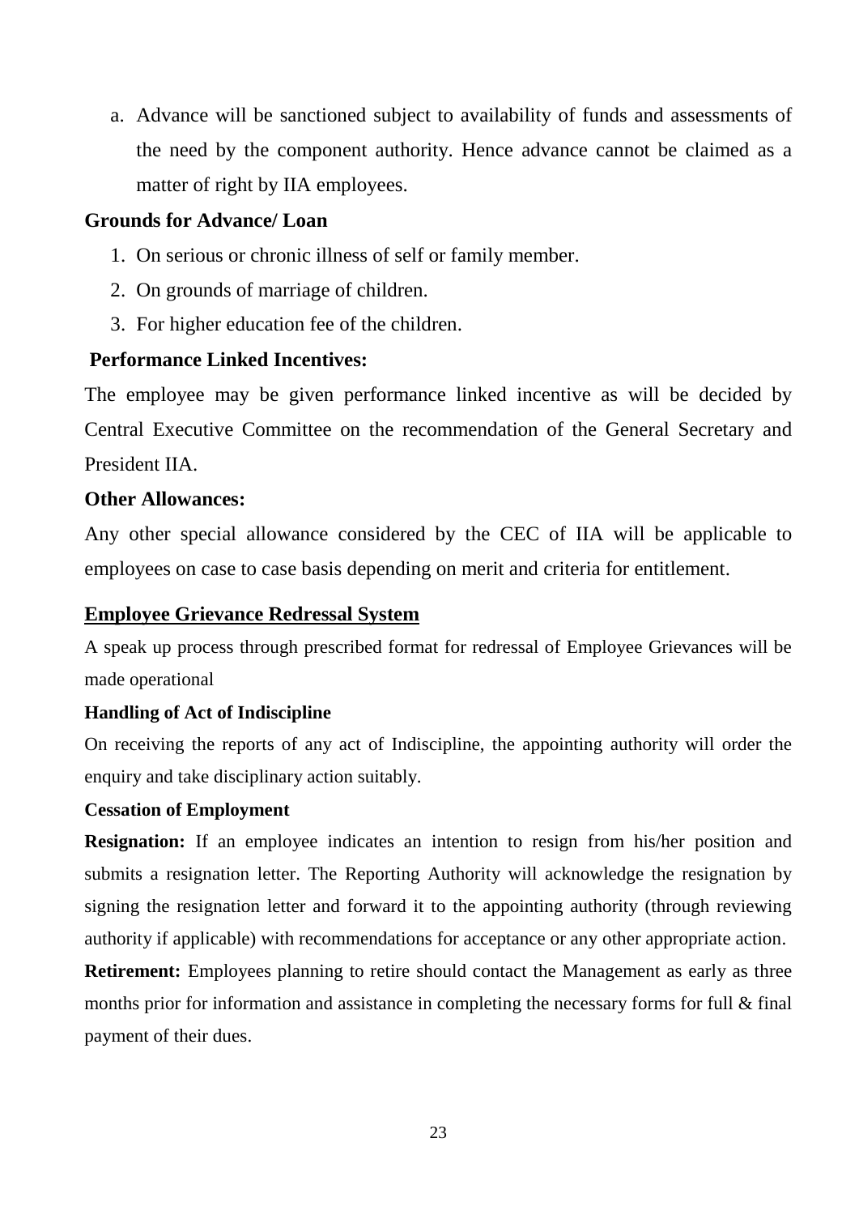a. Advance will be sanctioned subject to availability of funds and assessments of the need by the component authority. Hence advance cannot be claimed as a matter of right by IIA employees.

**Grounds for Advance/ Loan**

1. On serious or chronic illness of self or family member.
2. On grounds of marriage of children.
3. For higher education fee of the children.

**Performance Linked Incentives:**

The employee may be given performance linked incentive as will be decided by Central Executive Committee on the recommendation of the General Secretary and President IIA.

**Other Allowances:**

Any other special allowance considered by the CEC of IIA will be applicable to employees on case to case basis depending on merit and criteria for entitlement.

## Employee Grievance Redressal System

A speak up process through prescribed format for redressal of Employee Grievances will be made operational

**Handling of Act of Indiscipline**

On receiving the reports of any act of Indiscipline, the appointing authority will order the enquiry and take disciplinary action suitably.

**Cessation of Employment**

**Resignation:** If an employee indicates an intention to resign from his/her position and submits a resignation letter. The Reporting Authority will acknowledge the resignation by signing the resignation letter and forward it to the appointing authority (through reviewing authority if applicable) with recommendations for acceptance or any other appropriate action.

**Retirement:** Employees planning to retire should contact the Management as early as three months prior for information and assistance in completing the necessary forms for full & final payment of their dues.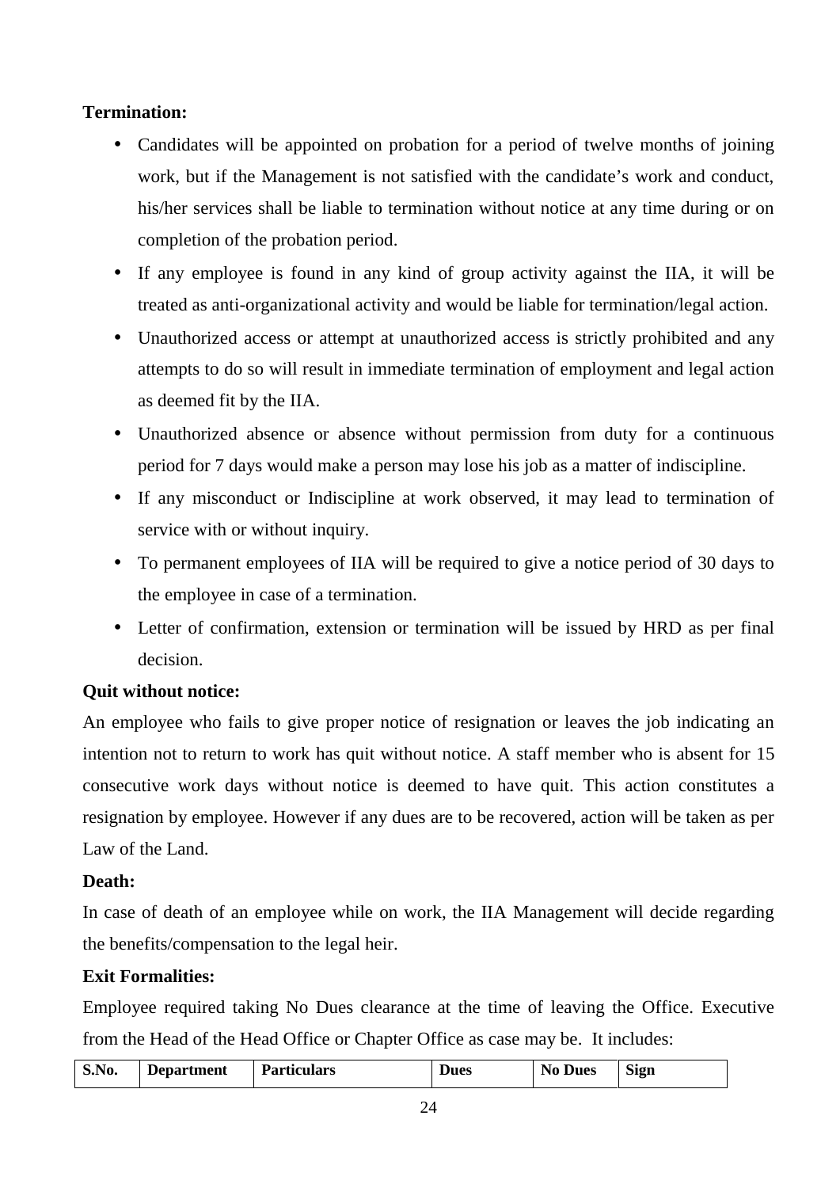**Termination:**

- Candidates will be appointed on probation for a period of twelve months of joining work, but if the Management is not satisfied with the candidate's work and conduct, his/her services shall be liable to termination without notice at any time during or on completion of the probation period.
- If any employee is found in any kind of group activity against the IIA, it will be treated as anti-organizational activity and would be liable for termination/legal action.
- Unauthorized access or attempt at unauthorized access is strictly prohibited and any attempts to do so will result in immediate termination of employment and legal action as deemed fit by the IIA.
- Unauthorized absence or absence without permission from duty for a continuous period for 7 days would make a person may lose his job as a matter of indiscipline.
- If any misconduct or Indiscipline at work observed, it may lead to termination of service with or without inquiry.
- To permanent employees of IIA will be required to give a notice period of 30 days to the employee in case of a termination.
- Letter of confirmation, extension or termination will be issued by HRD as per final decision.

**Quit without notice:**

An employee who fails to give proper notice of resignation or leaves the job indicating an intention not to return to work has quit without notice. A staff member who is absent for 15 consecutive work days without notice is deemed to have quit. This action constitutes a resignation by employee. However if any dues are to be recovered, action will be taken as per Law of the Land.

**Death:**

In case of death of an employee while on work, the IIA Management will decide regarding the benefits/compensation to the legal heir.

**Exit Formalities:**

Employee required taking No Dues clearance at the time of leaving the Office. Executive from the Head of the Head Office or Chapter Office as case may be. It includes:

| S.No. | Department | Particulars | Dues | No Dues | Sign |
|---|---|---|---|---|---|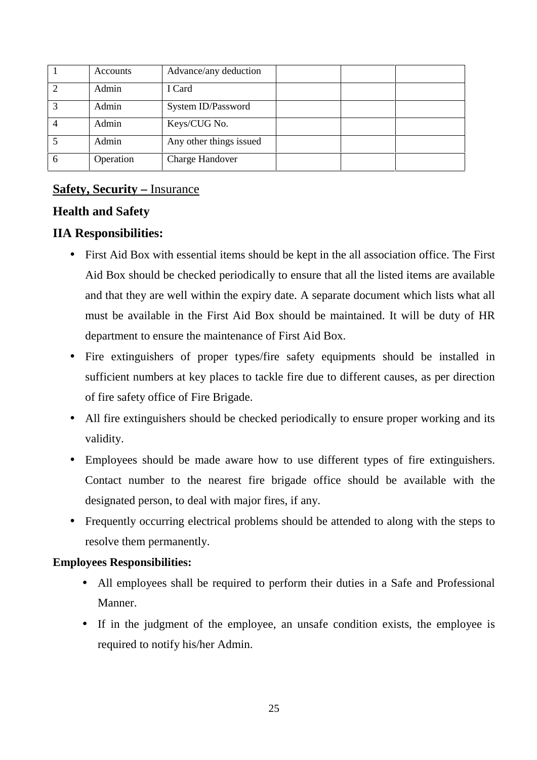| 1 | Accounts | Advance/any deduction | | | |
|---|---|---|---|---|---|
| 2 | Admin | I Card | | | |
| 3 | Admin | System ID/Password | | | |
| 4 | Admin | Keys/CUG No. | | | |
| 5 | Admin | Any other things issued | | | |
| 6 | Operation | Charge Handover | | | |

## **Safety, Security –** Insurance

### Health and Safety

### IIA Responsibilities:

- First Aid Box with essential items should be kept in the all association office. The First Aid Box should be checked periodically to ensure that all the listed items are available and that they are well within the expiry date. A separate document which lists what all must be available in the First Aid Box should be maintained. It will be duty of HR department to ensure the maintenance of First Aid Box.
- Fire extinguishers of proper types/fire safety equipments should be installed in sufficient numbers at key places to tackle fire due to different causes, as per direction of fire safety office of Fire Brigade.
- All fire extinguishers should be checked periodically to ensure proper working and its validity.
- Employees should be made aware how to use different types of fire extinguishers. Contact number to the nearest fire brigade office should be available with the designated person, to deal with major fires, if any.
- Frequently occurring electrical problems should be attended to along with the steps to resolve them permanently.

**Employees Responsibilities:**

- All employees shall be required to perform their duties in a Safe and Professional Manner.
- If in the judgment of the employee, an unsafe condition exists, the employee is required to notify his/her Admin.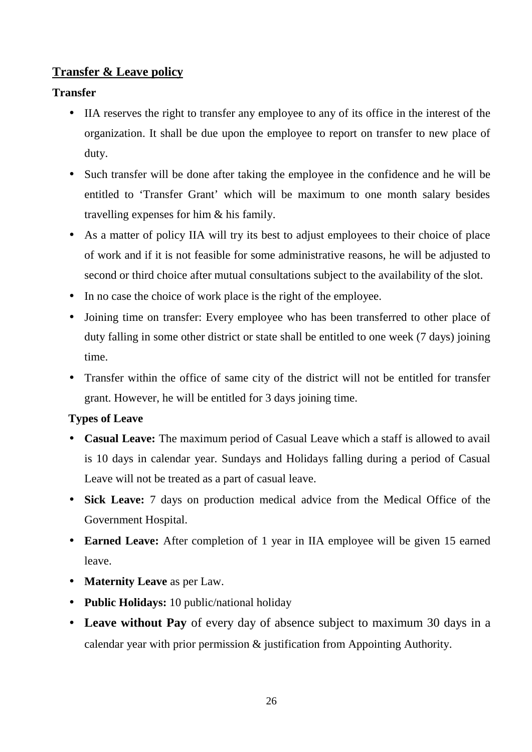## Transfer & Leave policy

**Transfer**

- IIA reserves the right to transfer any employee to any of its office in the interest of the organization. It shall be due upon the employee to report on transfer to new place of duty.
- Such transfer will be done after taking the employee in the confidence and he will be entitled to 'Transfer Grant' which will be maximum to one month salary besides travelling expenses for him & his family.
- As a matter of policy IIA will try its best to adjust employees to their choice of place of work and if it is not feasible for some administrative reasons, he will be adjusted to second or third choice after mutual consultations subject to the availability of the slot.
- In no case the choice of work place is the right of the employee.
- Joining time on transfer: Every employee who has been transferred to other place of duty falling in some other district or state shall be entitled to one week (7 days) joining time.
- Transfer within the office of same city of the district will not be entitled for transfer grant. However, he will be entitled for 3 days joining time.

**Types of Leave**

- **Casual Leave:** The maximum period of Casual Leave which a staff is allowed to avail is 10 days in calendar year. Sundays and Holidays falling during a period of Casual Leave will not be treated as a part of casual leave.
- **Sick Leave:** 7 days on production medical advice from the Medical Office of the Government Hospital.
- **Earned Leave:** After completion of 1 year in IIA employee will be given 15 earned leave.
- **Maternity Leave** as per Law.
- **Public Holidays:** 10 public/national holiday
- **Leave without Pay** of every day of absence subject to maximum 30 days in a calendar year with prior permission & justification from Appointing Authority.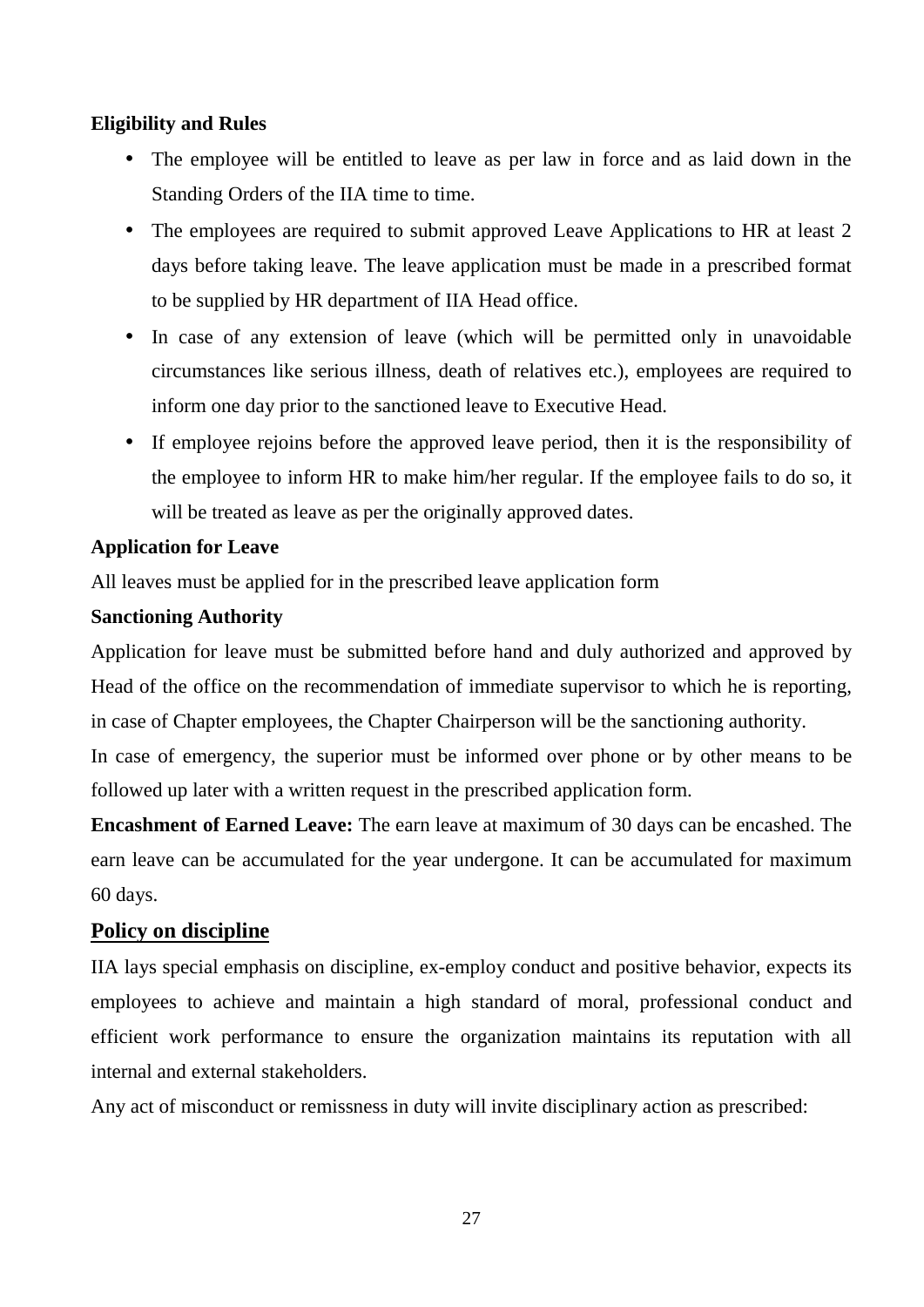**Eligibility and Rules**

- The employee will be entitled to leave as per law in force and as laid down in the Standing Orders of the IIA time to time.
- The employees are required to submit approved Leave Applications to HR at least 2 days before taking leave. The leave application must be made in a prescribed format to be supplied by HR department of IIA Head office.
- In case of any extension of leave (which will be permitted only in unavoidable circumstances like serious illness, death of relatives etc.), employees are required to inform one day prior to the sanctioned leave to Executive Head.
- If employee rejoins before the approved leave period, then it is the responsibility of the employee to inform HR to make him/her regular. If the employee fails to do so, it will be treated as leave as per the originally approved dates.

**Application for Leave**

All leaves must be applied for in the prescribed leave application form

**Sanctioning Authority**

Application for leave must be submitted before hand and duly authorized and approved by Head of the office on the recommendation of immediate supervisor to which he is reporting, in case of Chapter employees, the Chapter Chairperson will be the sanctioning authority.

In case of emergency, the superior must be informed over phone or by other means to be followed up later with a written request in the prescribed application form.

**Encashment of Earned Leave:** The earn leave at maximum of 30 days can be encashed. The earn leave can be accumulated for the year undergone. It can be accumulated for maximum 60 days.

## Policy on discipline

IIA lays special emphasis on discipline, ex-employ conduct and positive behavior, expects its employees to achieve and maintain a high standard of moral, professional conduct and efficient work performance to ensure the organization maintains its reputation with all internal and external stakeholders.

Any act of misconduct or remissness in duty will invite disciplinary action as prescribed: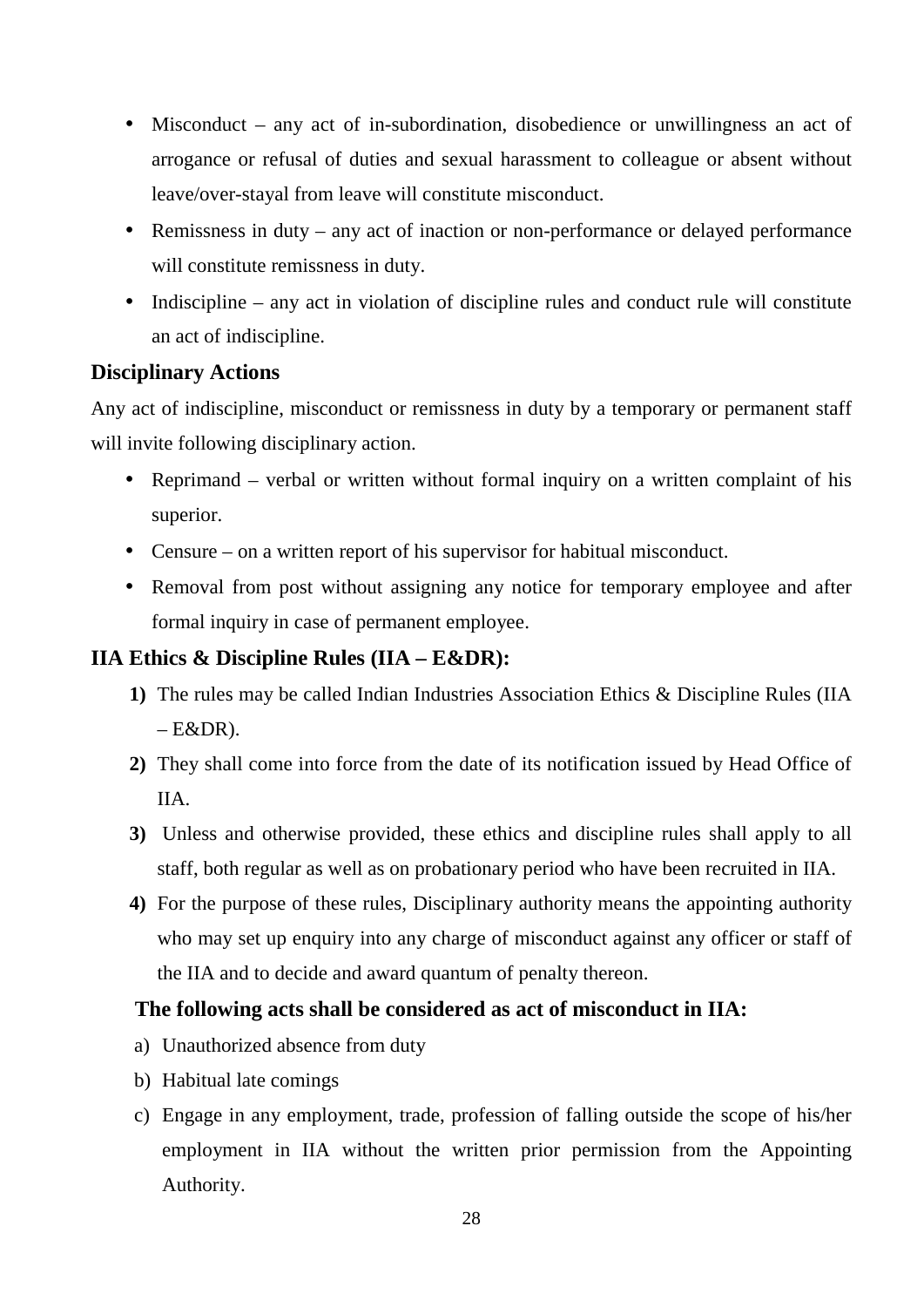- Misconduct – any act of in-subordination, disobedience or unwillingness an act of arrogance or refusal of duties and sexual harassment to colleague or absent without leave/over-stayal from leave will constitute misconduct.
- Remissness in duty – any act of inaction or non-performance or delayed performance will constitute remissness in duty.
- Indiscipline – any act in violation of discipline rules and conduct rule will constitute an act of indiscipline.

### Disciplinary Actions

Any act of indiscipline, misconduct or remissness in duty by a temporary or permanent staff will invite following disciplinary action.

- Reprimand – verbal or written without formal inquiry on a written complaint of his superior.
- Censure – on a written report of his supervisor for habitual misconduct.
- Removal from post without assigning any notice for temporary employee and after formal inquiry in case of permanent employee.

### IIA Ethics & Discipline Rules (IIA – E&DR):

1) The rules may be called Indian Industries Association Ethics & Discipline Rules (IIA – E&DR).
2) They shall come into force from the date of its notification issued by Head Office of IIA.
3) Unless and otherwise provided, these ethics and discipline rules shall apply to all staff, both regular as well as on probationary period who have been recruited in IIA.
4) For the purpose of these rules, Disciplinary authority means the appointing authority who may set up enquiry into any charge of misconduct against any officer or staff of the IIA and to decide and award quantum of penalty thereon.

**The following acts shall be considered as act of misconduct in IIA:**

a) Unauthorized absence from duty
b) Habitual late comings
c) Engage in any employment, trade, profession of falling outside the scope of his/her employment in IIA without the written prior permission from the Appointing Authority.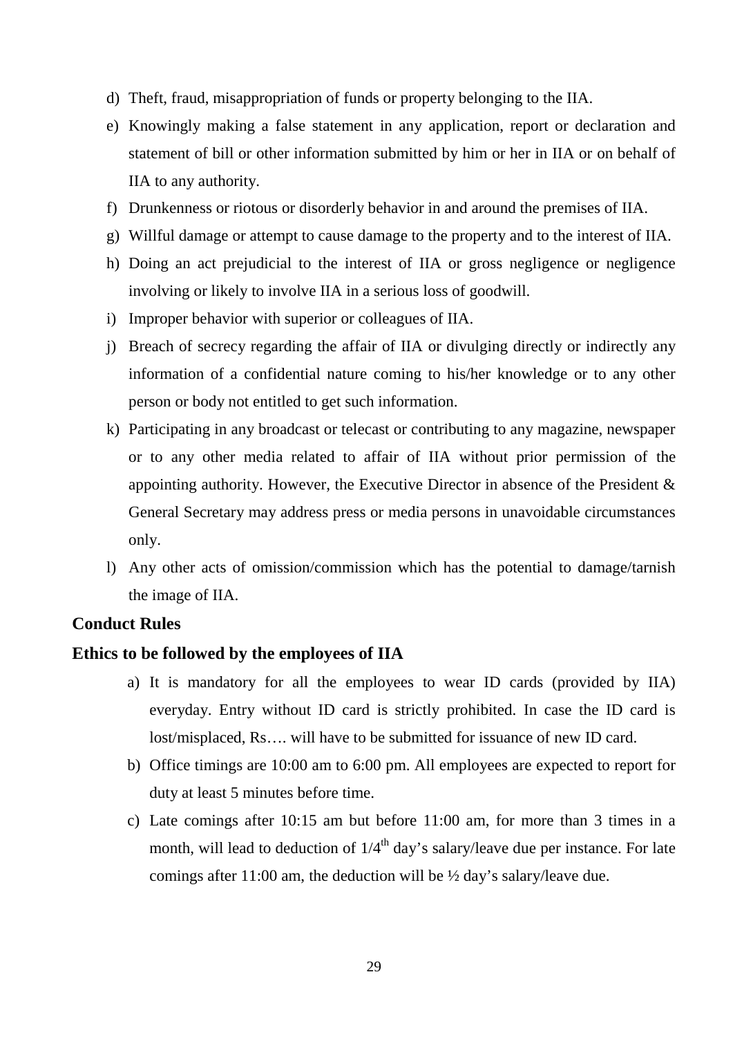d) Theft, fraud, misappropriation of funds or property belonging to the IIA.

e) Knowingly making a false statement in any application, report or declaration and statement of bill or other information submitted by him or her in IIA or on behalf of IIA to any authority.

f) Drunkenness or riotous or disorderly behavior in and around the premises of IIA.

g) Willful damage or attempt to cause damage to the property and to the interest of IIA.

h) Doing an act prejudicial to the interest of IIA or gross negligence or negligence involving or likely to involve IIA in a serious loss of goodwill.

i) Improper behavior with superior or colleagues of IIA.

j) Breach of secrecy regarding the affair of IIA or divulging directly or indirectly any information of a confidential nature coming to his/her knowledge or to any other person or body not entitled to get such information.

k) Participating in any broadcast or telecast or contributing to any magazine, newspaper or to any other media related to affair of IIA without prior permission of the appointing authority. However, the Executive Director in absence of the President & General Secretary may address press or media persons in unavoidable circumstances only.

l) Any other acts of omission/commission which has the potential to damage/tarnish the image of IIA.

**Conduct Rules**

**Ethics to be followed by the employees of IIA**

a) It is mandatory for all the employees to wear ID cards (provided by IIA) everyday. Entry without ID card is strictly prohibited. In case the ID card is lost/misplaced, Rs…. will have to be submitted for issuance of new ID card.

b) Office timings are 10:00 am to 6:00 pm. All employees are expected to report for duty at least 5 minutes before time.

c) Late comings after 10:15 am but before 11:00 am, for more than 3 times in a month, will lead to deduction of 1/4th day's salary/leave due per instance. For late comings after 11:00 am, the deduction will be ½ day's salary/leave due.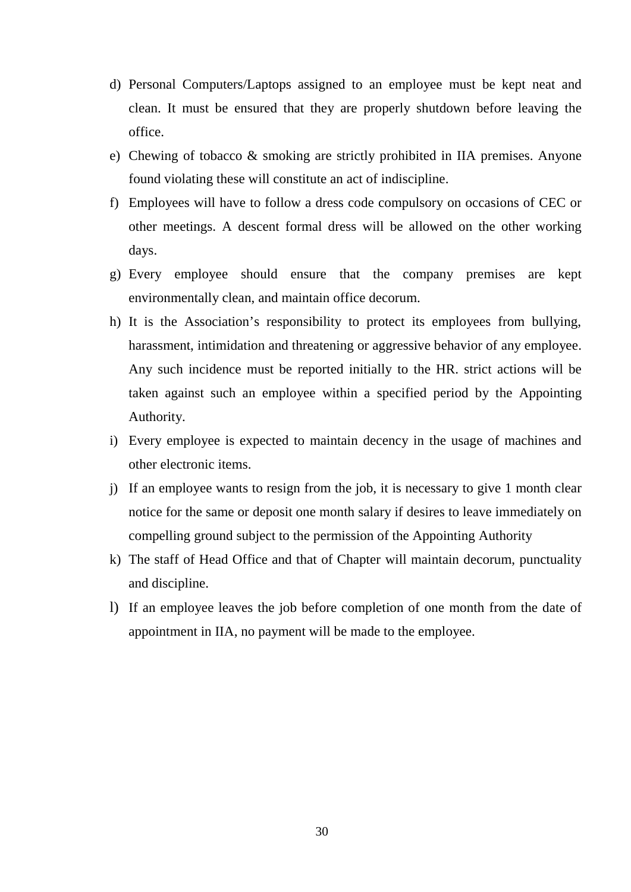d) Personal Computers/Laptops assigned to an employee must be kept neat and clean. It must be ensured that they are properly shutdown before leaving the office.

e) Chewing of tobacco & smoking are strictly prohibited in IIA premises. Anyone found violating these will constitute an act of indiscipline.

f) Employees will have to follow a dress code compulsory on occasions of CEC or other meetings. A descent formal dress will be allowed on the other working days.

g) Every employee should ensure that the company premises are kept environmentally clean, and maintain office decorum.

h) It is the Association's responsibility to protect its employees from bullying, harassment, intimidation and threatening or aggressive behavior of any employee. Any such incidence must be reported initially to the HR. strict actions will be taken against such an employee within a specified period by the Appointing Authority.

i) Every employee is expected to maintain decency in the usage of machines and other electronic items.

j) If an employee wants to resign from the job, it is necessary to give 1 month clear notice for the same or deposit one month salary if desires to leave immediately on compelling ground subject to the permission of the Appointing Authority

k) The staff of Head Office and that of Chapter will maintain decorum, punctuality and discipline.

l) If an employee leaves the job before completion of one month from the date of appointment in IIA, no payment will be made to the employee.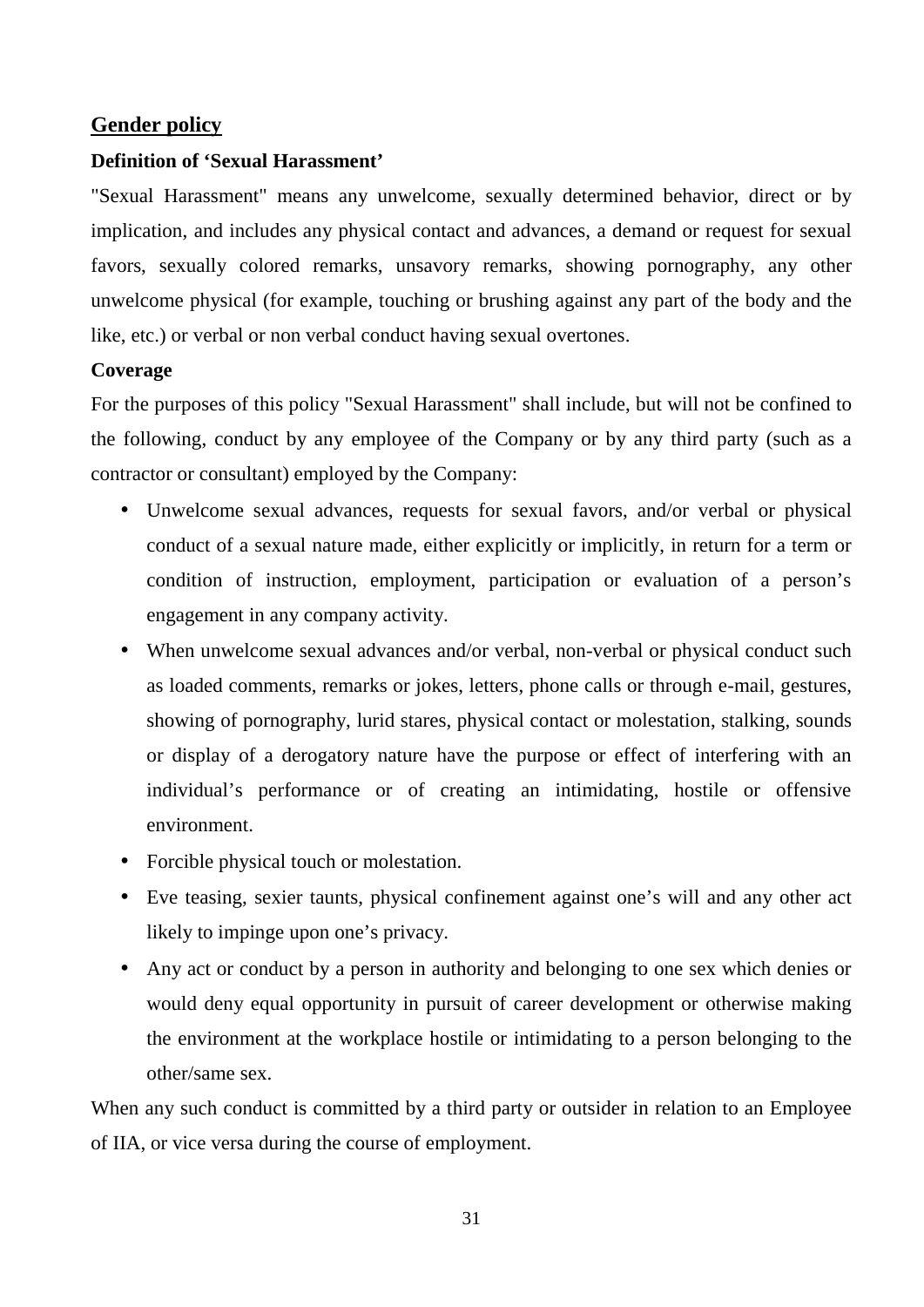## Gender policy

**Definition of 'Sexual Harassment'**

"Sexual Harassment" means any unwelcome, sexually determined behavior, direct or by implication, and includes any physical contact and advances, a demand or request for sexual favors, sexually colored remarks, unsavory remarks, showing pornography, any other unwelcome physical (for example, touching or brushing against any part of the body and the like, etc.) or verbal or non verbal conduct having sexual overtones.

**Coverage**

For the purposes of this policy "Sexual Harassment" shall include, but will not be confined to the following, conduct by any employee of the Company or by any third party (such as a contractor or consultant) employed by the Company:

- Unwelcome sexual advances, requests for sexual favors, and/or verbal or physical conduct of a sexual nature made, either explicitly or implicitly, in return for a term or condition of instruction, employment, participation or evaluation of a person's engagement in any company activity.
- When unwelcome sexual advances and/or verbal, non-verbal or physical conduct such as loaded comments, remarks or jokes, letters, phone calls or through e-mail, gestures, showing of pornography, lurid stares, physical contact or molestation, stalking, sounds or display of a derogatory nature have the purpose or effect of interfering with an individual's performance or of creating an intimidating, hostile or offensive environment.
- Forcible physical touch or molestation.
- Eve teasing, sexier taunts, physical confinement against one's will and any other act likely to impinge upon one's privacy.
- Any act or conduct by a person in authority and belonging to one sex which denies or would deny equal opportunity in pursuit of career development or otherwise making the environment at the workplace hostile or intimidating to a person belonging to the other/same sex.

When any such conduct is committed by a third party or outsider in relation to an Employee of IIA, or vice versa during the course of employment.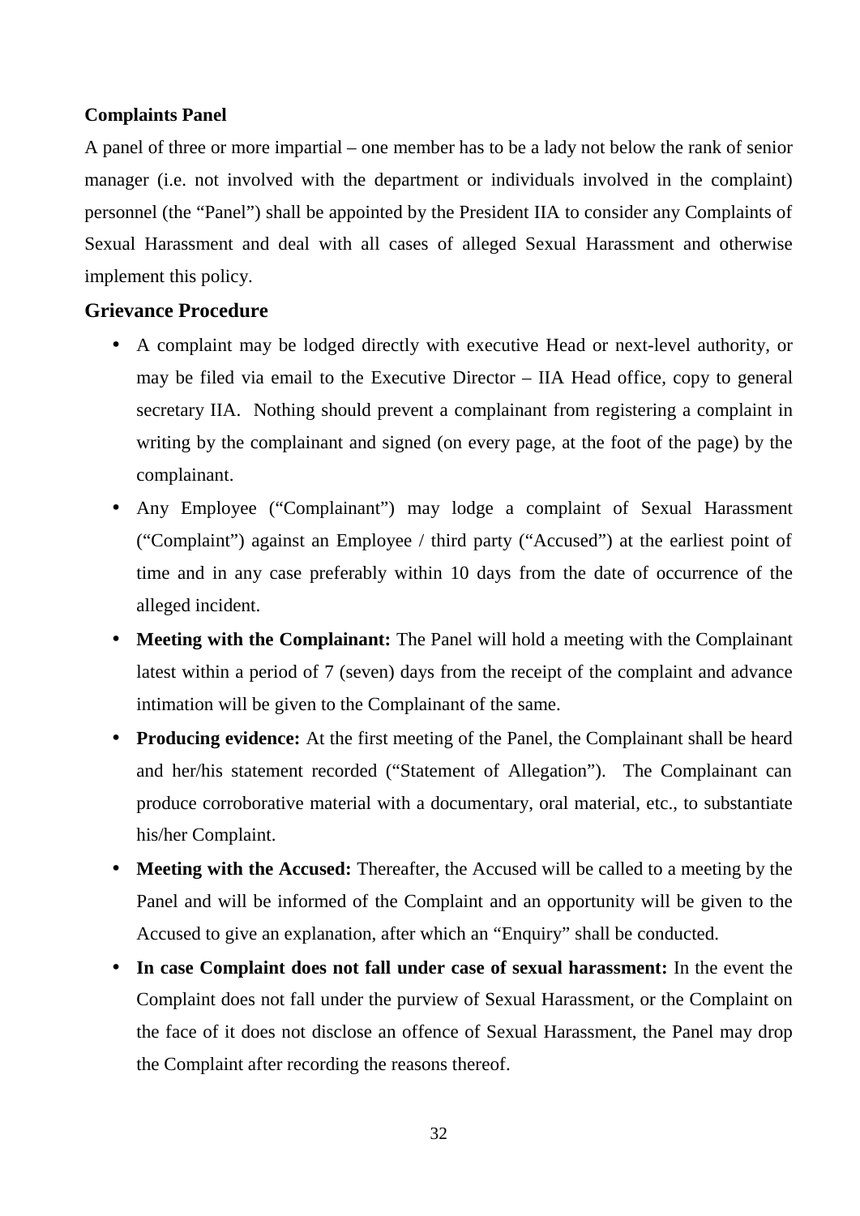**Complaints Panel**

A panel of three or more impartial – one member has to be a lady not below the rank of senior manager (i.e. not involved with the department or individuals involved in the complaint) personnel (the "Panel") shall be appointed by the President IIA to consider any Complaints of Sexual Harassment and deal with all cases of alleged Sexual Harassment and otherwise implement this policy.

## Grievance Procedure

- A complaint may be lodged directly with executive Head or next-level authority, or may be filed via email to the Executive Director – IIA Head office, copy to general secretary IIA. Nothing should prevent a complainant from registering a complaint in writing by the complainant and signed (on every page, at the foot of the page) by the complainant.
- Any Employee ("Complainant") may lodge a complaint of Sexual Harassment ("Complaint") against an Employee / third party ("Accused") at the earliest point of time and in any case preferably within 10 days from the date of occurrence of the alleged incident.
- **Meeting with the Complainant:** The Panel will hold a meeting with the Complainant latest within a period of 7 (seven) days from the receipt of the complaint and advance intimation will be given to the Complainant of the same.
- **Producing evidence:** At the first meeting of the Panel, the Complainant shall be heard and her/his statement recorded ("Statement of Allegation"). The Complainant can produce corroborative material with a documentary, oral material, etc., to substantiate his/her Complaint.
- **Meeting with the Accused:** Thereafter, the Accused will be called to a meeting by the Panel and will be informed of the Complaint and an opportunity will be given to the Accused to give an explanation, after which an "Enquiry" shall be conducted.
- **In case Complaint does not fall under case of sexual harassment:** In the event the Complaint does not fall under the purview of Sexual Harassment, or the Complaint on the face of it does not disclose an offence of Sexual Harassment, the Panel may drop the Complaint after recording the reasons thereof.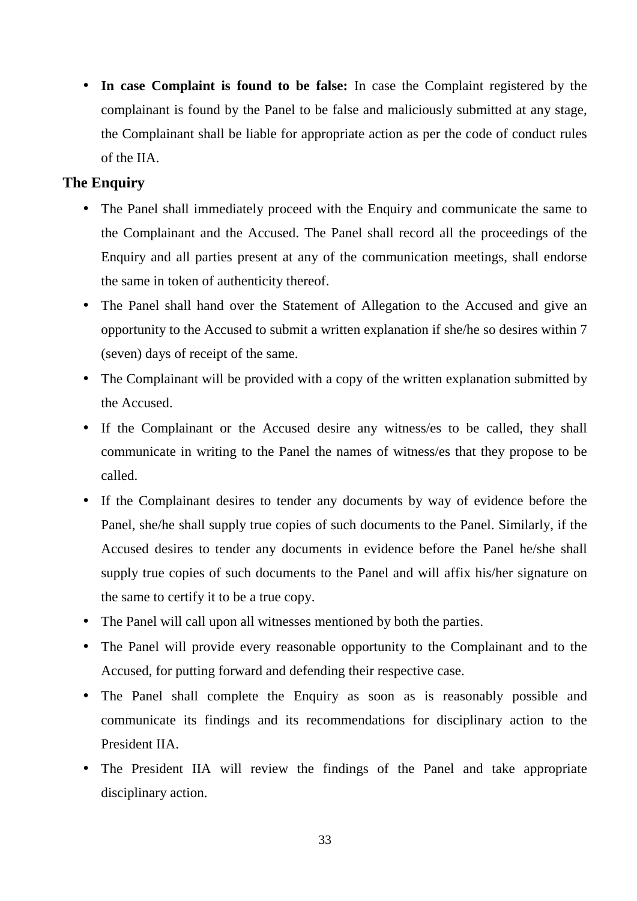- **In case Complaint is found to be false:** In case the Complaint registered by the complainant is found by the Panel to be false and maliciously submitted at any stage, the Complainant shall be liable for appropriate action as per the code of conduct rules of the IIA.

## The Enquiry

- The Panel shall immediately proceed with the Enquiry and communicate the same to the Complainant and the Accused. The Panel shall record all the proceedings of the Enquiry and all parties present at any of the communication meetings, shall endorse the same in token of authenticity thereof.
- The Panel shall hand over the Statement of Allegation to the Accused and give an opportunity to the Accused to submit a written explanation if she/he so desires within 7 (seven) days of receipt of the same.
- The Complainant will be provided with a copy of the written explanation submitted by the Accused.
- If the Complainant or the Accused desire any witness/es to be called, they shall communicate in writing to the Panel the names of witness/es that they propose to be called.
- If the Complainant desires to tender any documents by way of evidence before the Panel, she/he shall supply true copies of such documents to the Panel. Similarly, if the Accused desires to tender any documents in evidence before the Panel he/she shall supply true copies of such documents to the Panel and will affix his/her signature on the same to certify it to be a true copy.
- The Panel will call upon all witnesses mentioned by both the parties.
- The Panel will provide every reasonable opportunity to the Complainant and to the Accused, for putting forward and defending their respective case.
- The Panel shall complete the Enquiry as soon as is reasonably possible and communicate its findings and its recommendations for disciplinary action to the President IIA.
- The President IIA will review the findings of the Panel and take appropriate disciplinary action.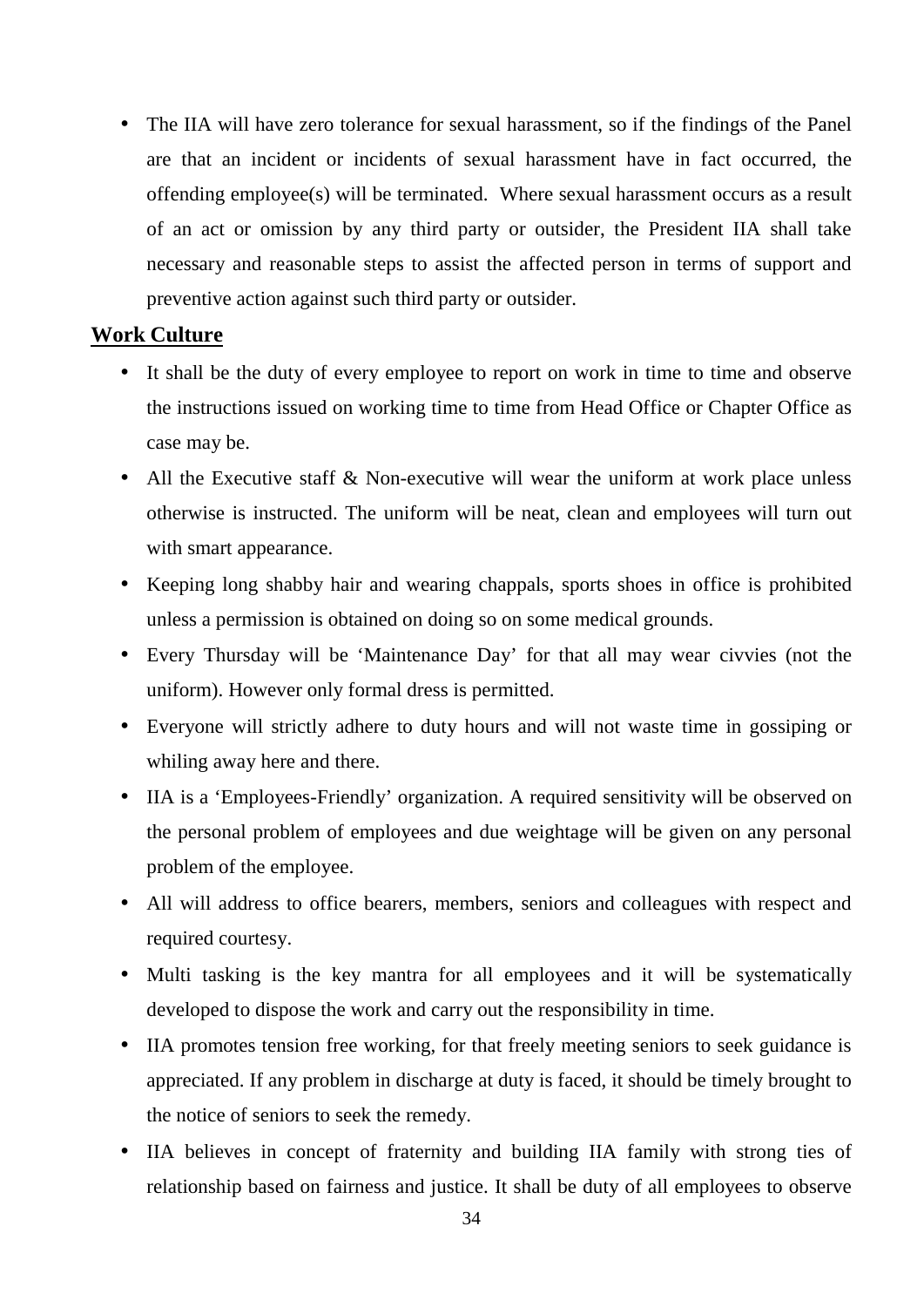- The IIA will have zero tolerance for sexual harassment, so if the findings of the Panel are that an incident or incidents of sexual harassment have in fact occurred, the offending employee(s) will be terminated. Where sexual harassment occurs as a result of an act or omission by any third party or outsider, the President IIA shall take necessary and reasonable steps to assist the affected person in terms of support and preventive action against such third party or outsider.

## Work Culture

- It shall be the duty of every employee to report on work in time to time and observe the instructions issued on working time to time from Head Office or Chapter Office as case may be.
- All the Executive staff & Non-executive will wear the uniform at work place unless otherwise is instructed. The uniform will be neat, clean and employees will turn out with smart appearance.
- Keeping long shabby hair and wearing chappals, sports shoes in office is prohibited unless a permission is obtained on doing so on some medical grounds.
- Every Thursday will be 'Maintenance Day' for that all may wear civvies (not the uniform). However only formal dress is permitted.
- Everyone will strictly adhere to duty hours and will not waste time in gossiping or whiling away here and there.
- IIA is a 'Employees-Friendly' organization. A required sensitivity will be observed on the personal problem of employees and due weightage will be given on any personal problem of the employee.
- All will address to office bearers, members, seniors and colleagues with respect and required courtesy.
- Multi tasking is the key mantra for all employees and it will be systematically developed to dispose the work and carry out the responsibility in time.
- IIA promotes tension free working, for that freely meeting seniors to seek guidance is appreciated. If any problem in discharge at duty is faced, it should be timely brought to the notice of seniors to seek the remedy.
- IIA believes in concept of fraternity and building IIA family with strong ties of relationship based on fairness and justice. It shall be duty of all employees to observe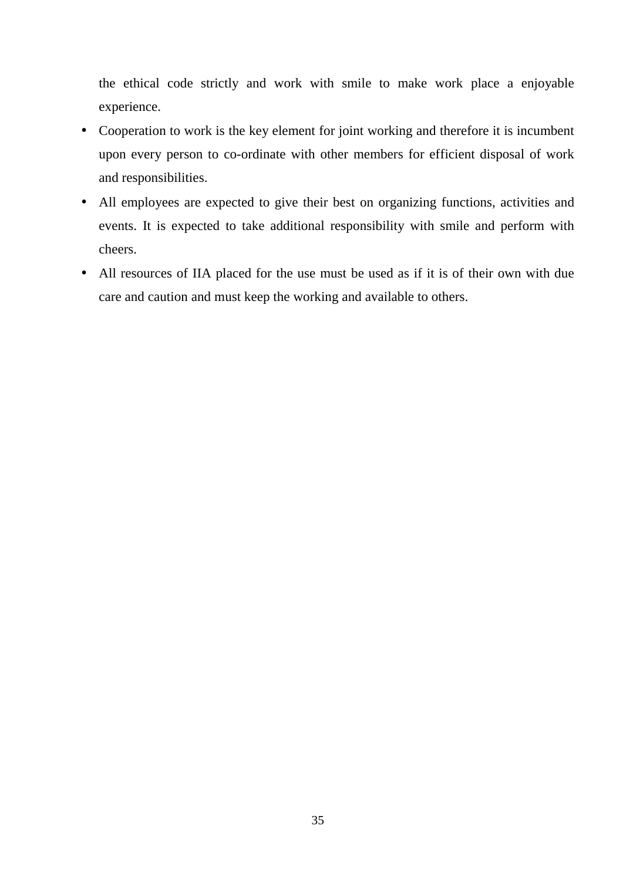the ethical code strictly and work with smile to make work place a enjoyable experience.

- Cooperation to work is the key element for joint working and therefore it is incumbent upon every person to co-ordinate with other members for efficient disposal of work and responsibilities.
- All employees are expected to give their best on organizing functions, activities and events. It is expected to take additional responsibility with smile and perform with cheers.
- All resources of IIA placed for the use must be used as if it is of their own with due care and caution and must keep the working and available to others.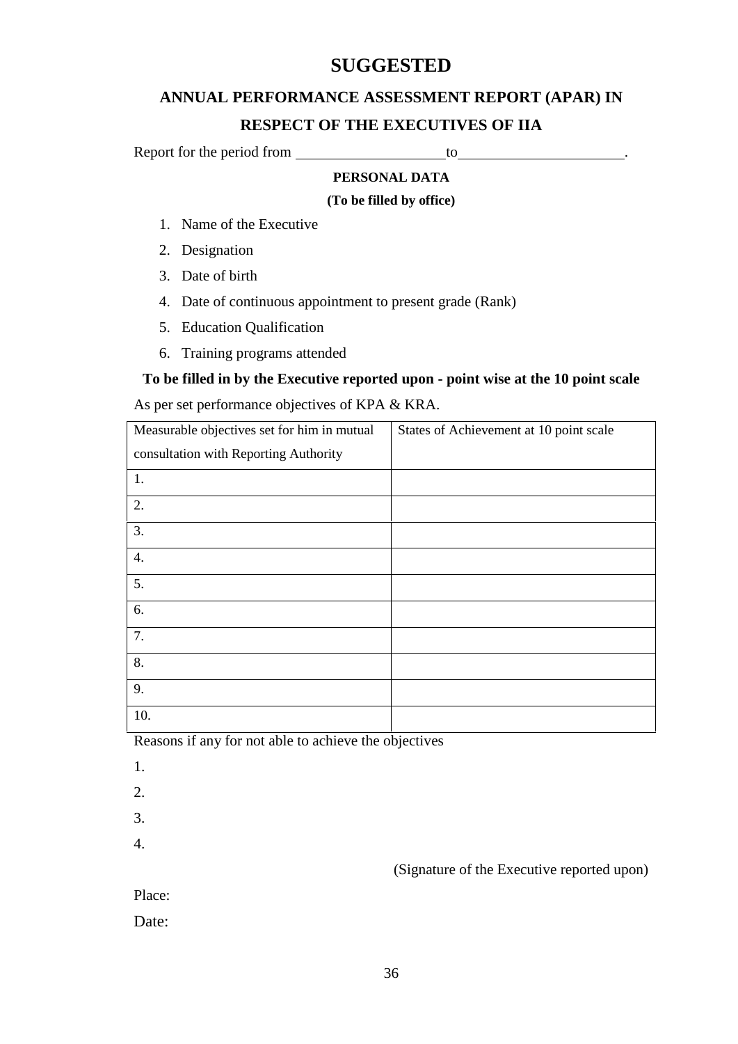# SUGGESTED

## ANNUAL PERFORMANCE ASSESSMENT REPORT (APAR) IN RESPECT OF THE EXECUTIVES OF IIA

Report for the period from ____________________ to ______________________.

**PERSONAL DATA**

**(To be filled by office)**

1. Name of the Executive
2. Designation
3. Date of birth
4. Date of continuous appointment to present grade (Rank)
5. Education Qualification
6. Training programs attended

**To be filled in by the Executive reported upon - point wise at the 10 point scale**

As per set performance objectives of KPA & KRA.

| Measurable objectives set for him in mutual consultation with Reporting Authority | States of Achievement at 10 point scale |
|---|---|
| 1. | |
| 2. | |
| 3. | |
| 4. | |
| 5. | |
| 6. | |
| 7. | |
| 8. | |
| 9. | |
| 10. | |

Reasons if any for not able to achieve the objectives

1.
2.
3.
4.

(Signature of the Executive reported upon)

Place:

Date: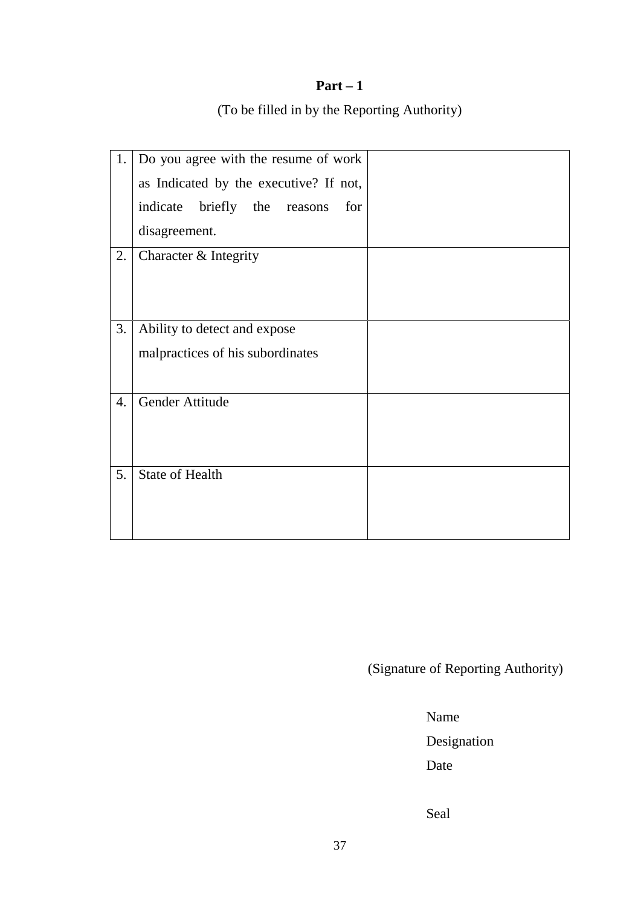**Part – 1**

(To be filled in by the Reporting Authority)

| | | |
|---|---|---|
| 1. | Do you agree with the resume of work as Indicated by the executive? If not, indicate briefly the reasons for disagreement. | |
| 2. | Character & Integrity | |
| 3. | Ability to detect and expose malpractices of his subordinates | |
| 4. | Gender Attitude | |
| 5. | State of Health | |

(Signature of Reporting Authority)

Name

Designation

Date

Seal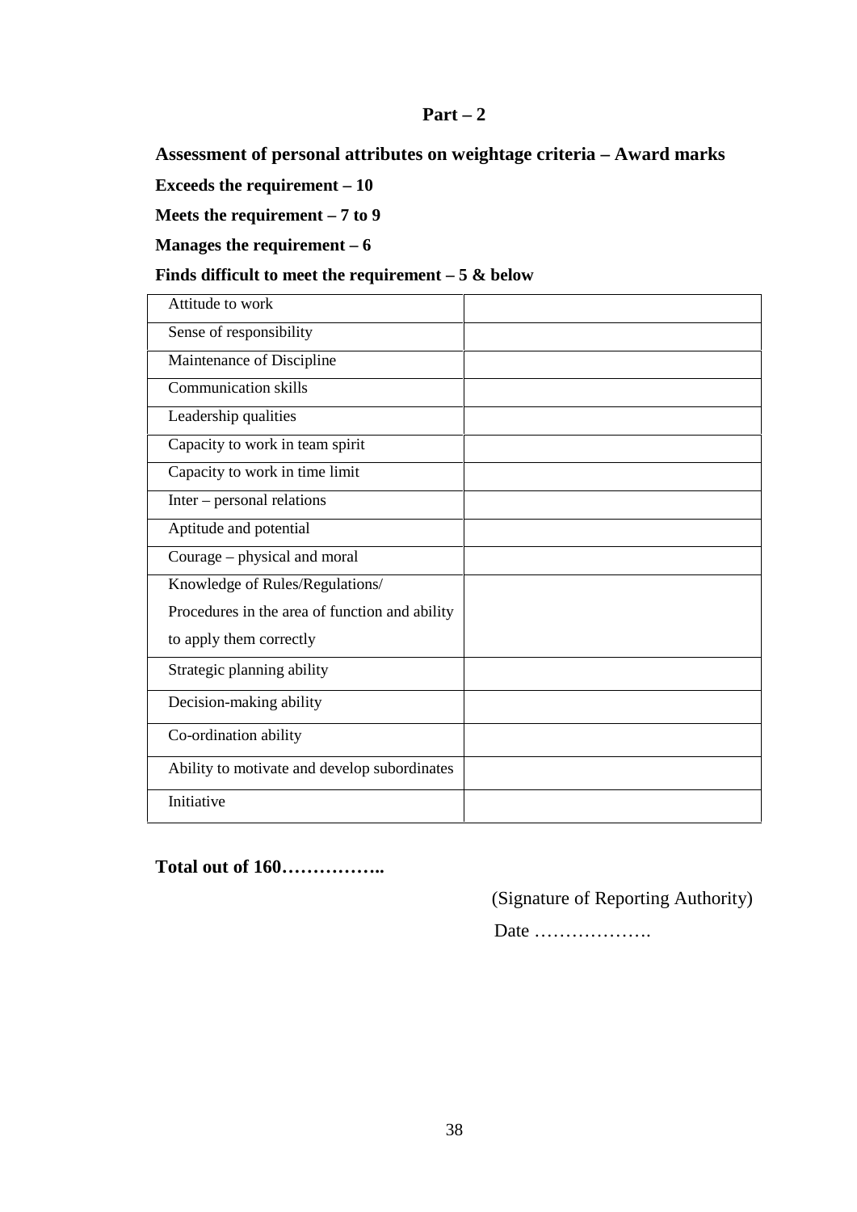## Part – 2

**Assessment of personal attributes on weightage criteria – Award marks**

**Exceeds the requirement – 10**

**Meets the requirement – 7 to 9**

**Manages the requirement – 6**

**Finds difficult to meet the requirement – 5 & below**

| | |
|---|---|
| Attitude to work | |
| Sense of responsibility | |
| Maintenance of Discipline | |
| Communication skills | |
| Leadership qualities | |
| Capacity to work in team spirit | |
| Capacity to work in time limit | |
| Inter – personal relations | |
| Aptitude and potential | |
| Courage – physical and moral | |
| Knowledge of Rules/Regulations/ Procedures in the area of function and ability to apply them correctly | |
| Strategic planning ability | |
| Decision-making ability | |
| Co-ordination ability | |
| Ability to motivate and develop subordinates | |
| Initiative | |

**Total out of 160……………..**

(Signature of Reporting Authority)

Date ……………….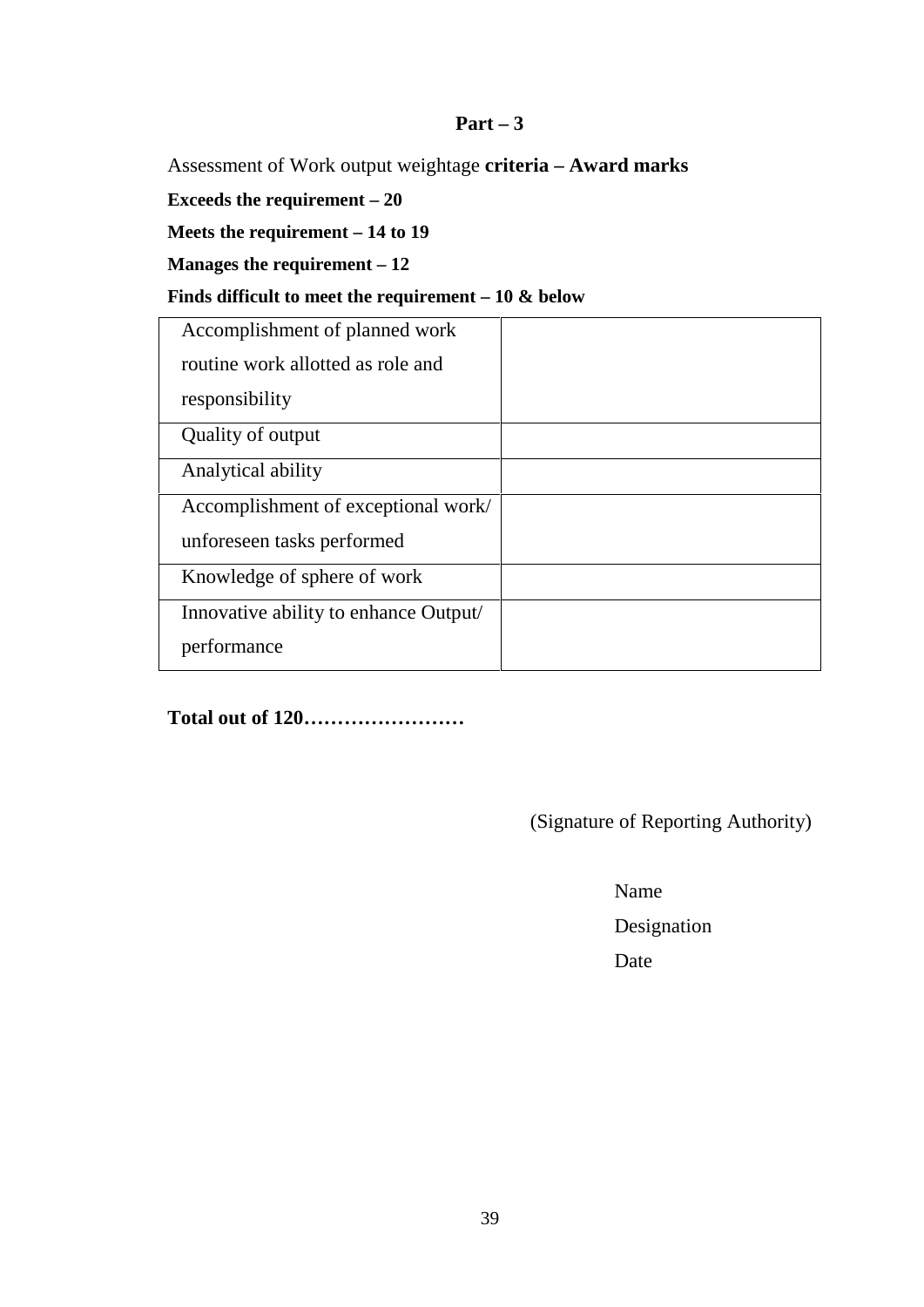## Part – 3

Assessment of Work output weightage **criteria – Award marks**

**Exceeds the requirement – 20**

**Meets the requirement – 14 to 19**

**Manages the requirement – 12**

**Finds difficult to meet the requirement – 10 & below**

| | |
|---|---|
| Accomplishment of planned work routine work allotted as role and responsibility | |
| Quality of output | |
| Analytical ability | |
| Accomplishment of exceptional work/ unforeseen tasks performed | |
| Knowledge of sphere of work | |
| Innovative ability to enhance Output/ performance | |

**Total out of 120……………………**

(Signature of Reporting Authority)

Name

Designation

Date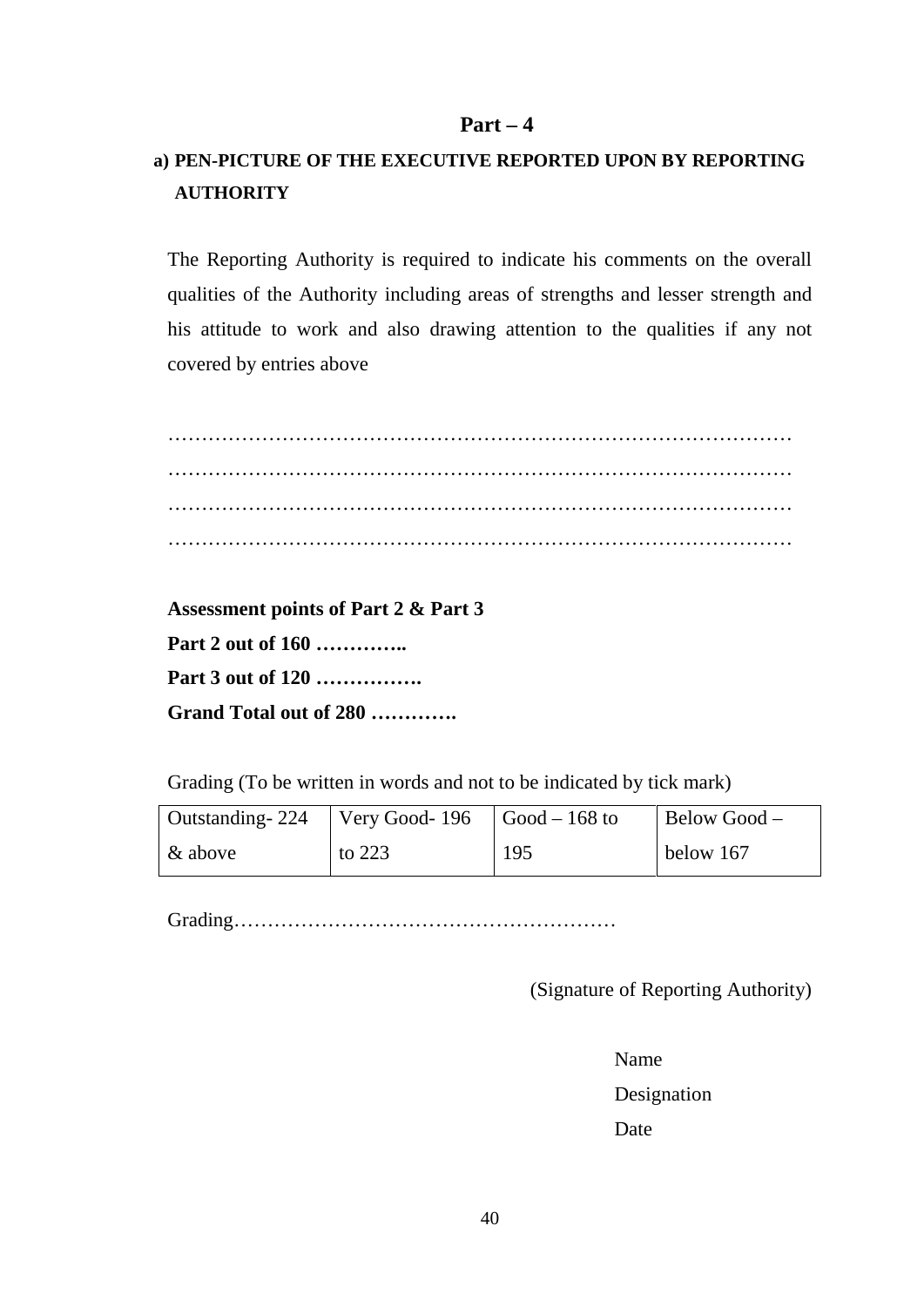## Part – 4

### a) PEN-PICTURE OF THE EXECUTIVE REPORTED UPON BY REPORTING AUTHORITY

The Reporting Authority is required to indicate his comments on the overall qualities of the Authority including areas of strengths and lesser strength and his attitude to work and also drawing attention to the qualities if any not covered by entries above

………………………………………………………………………………………
………………………………………………………………………………………
………………………………………………………………………………………
………………………………………………………………………………………

**Assessment points of Part 2 & Part 3**

**Part 2 out of 160 …………..**

**Part 3 out of 120 …………….**

**Grand Total out of 280 ………….**

Grading (To be written in words and not to be indicated by tick mark)

| Outstanding- 224 & above | Very Good- 196 to 223 | Good – 168 to 195 | Below Good – below 167 |
|---|---|---|---|

Grading…………………………………………………

(Signature of Reporting Authority)

Name

Designation

Date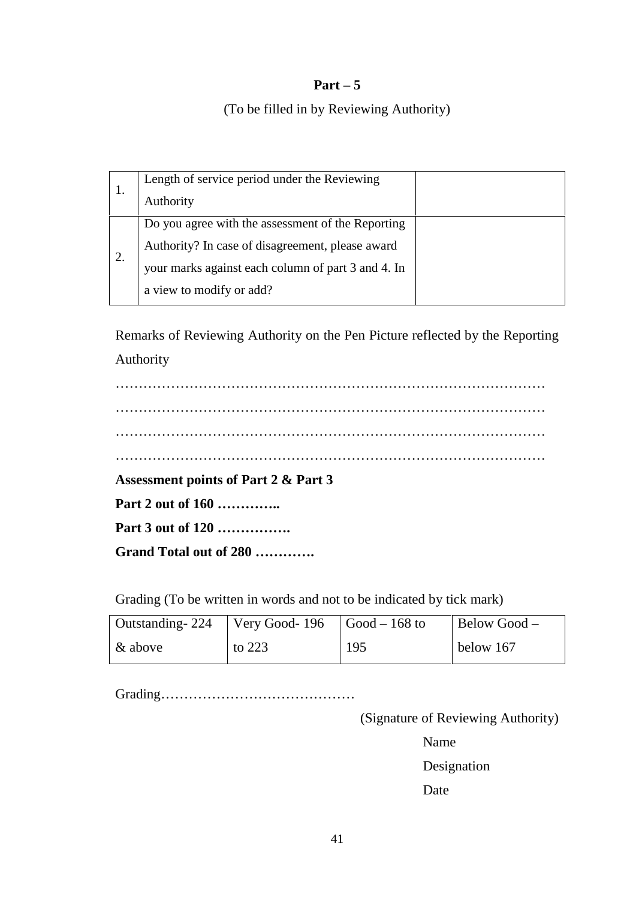**Part – 5**

(To be filled in by Reviewing Authority)

| | | |
|---|---|---|
| 1. | Length of service period under the Reviewing Authority | |
| 2. | Do you agree with the assessment of the Reporting Authority? In case of disagreement, please award your marks against each column of part 3 and 4. In a view to modify or add? | |

Remarks of Reviewing Authority on the Pen Picture reflected by the Reporting Authority

…………………………………………………………………………………
…………………………………………………………………………………
…………………………………………………………………………………
…………………………………………………………………………………

**Assessment points of Part 2 & Part 3**

**Part 2 out of 160 …………..**

**Part 3 out of 120 …………….**

**Grand Total out of 280 ………….**

Grading (To be written in words and not to be indicated by tick mark)

| Outstanding- 224 & above | Very Good- 196 to 223 | Good – 168 to 195 | Below Good – below 167 |
|---|---|---|---|

Grading……………………………………

(Signature of Reviewing Authority)

Name

Designation

Date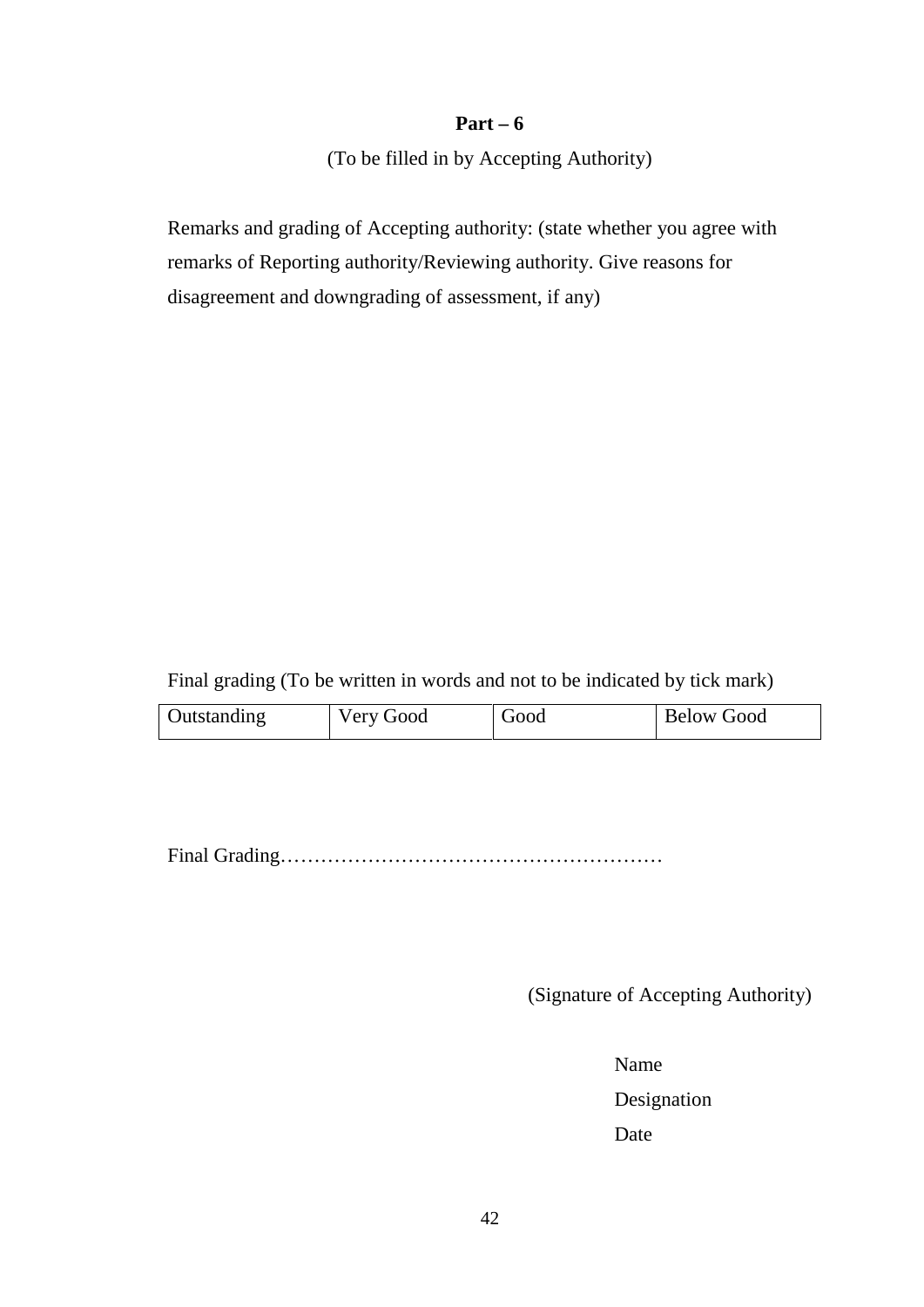**Part – 6**

(To be filled in by Accepting Authority)

Remarks and grading of Accepting authority: (state whether you agree with remarks of Reporting authority/Reviewing authority. Give reasons for disagreement and downgrading of assessment, if any)

Final grading (To be written in words and not to be indicated by tick mark)

| Outstanding | Very Good | Good | Below Good |
|---|---|---|---|

Final Grading…………………………………………………

(Signature of Accepting Authority)

Name

Designation

Date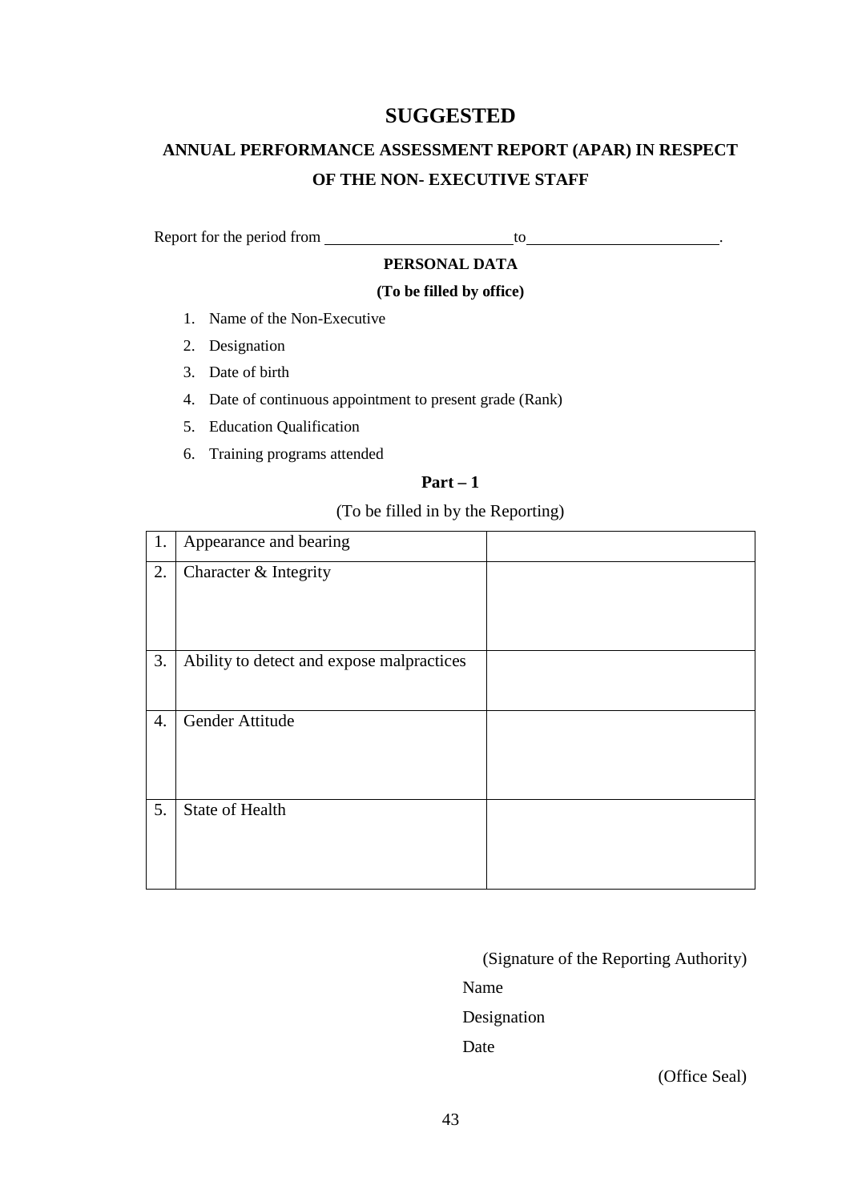# SUGGESTED

## ANNUAL PERFORMANCE ASSESSMENT REPORT (APAR) IN RESPECT OF THE NON- EXECUTIVE STAFF

Report for the period from ______________________ to ______________________.

**PERSONAL DATA**

**(To be filled by office)**

1. Name of the Non-Executive
2. Designation
3. Date of birth
4. Date of continuous appointment to present grade (Rank)
5. Education Qualification
6. Training programs attended

**Part – 1**

(To be filled in by the Reporting)

| | | |
|---|---|---|
| 1. | Appearance and bearing | |
| 2. | Character & Integrity | |
| 3. | Ability to detect and expose malpractices | |
| 4. | Gender Attitude | |
| 5. | State of Health | |

(Signature of the Reporting Authority)

Name

Designation

Date

(Office Seal)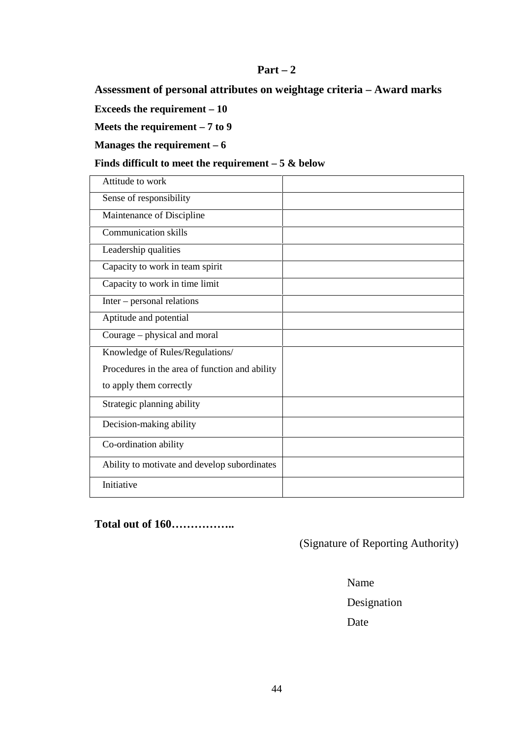## Part – 2

**Assessment of personal attributes on weightage criteria – Award marks**

**Exceeds the requirement – 10**

**Meets the requirement – 7 to 9**

**Manages the requirement – 6**

**Finds difficult to meet the requirement – 5 & below**

| Attribute | Marks |
|---|---|
| Attitude to work | |
| Sense of responsibility | |
| Maintenance of Discipline | |
| Communication skills | |
| Leadership qualities | |
| Capacity to work in team spirit | |
| Capacity to work in time limit | |
| Inter – personal relations | |
| Aptitude and potential | |
| Courage – physical and moral | |
| Knowledge of Rules/Regulations/ Procedures in the area of function and ability to apply them correctly | |
| Strategic planning ability | |
| Decision-making ability | |
| Co-ordination ability | |
| Ability to motivate and develop subordinates | |
| Initiative | |

**Total out of 160……………..**

(Signature of Reporting Authority)

Name

Designation

Date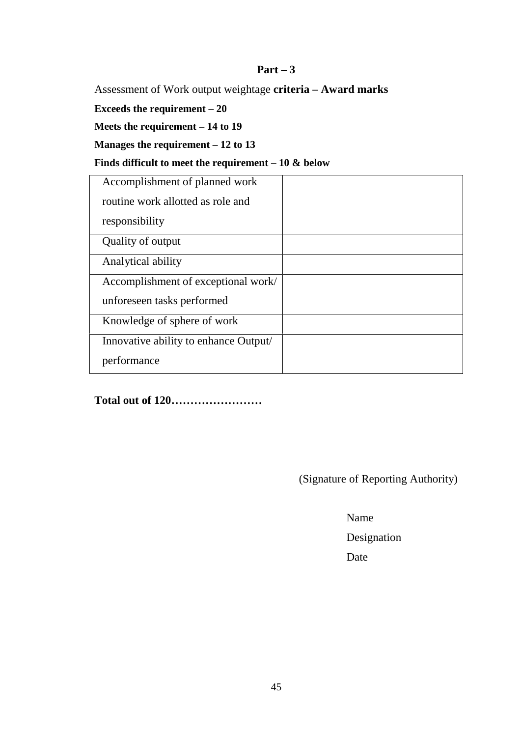## Part – 3

Assessment of Work output weightage **criteria – Award marks**

**Exceeds the requirement – 20**

**Meets the requirement – 14 to 19**

**Manages the requirement – 12 to 13**

**Finds difficult to meet the requirement – 10 & below**

| | |
|---|---|
| Accomplishment of planned work routine work allotted as role and responsibility | |
| Quality of output | |
| Analytical ability | |
| Accomplishment of exceptional work/ unforeseen tasks performed | |
| Knowledge of sphere of work | |
| Innovative ability to enhance Output/ performance | |

**Total out of 120……………………**

(Signature of Reporting Authority)

Name

Designation

Date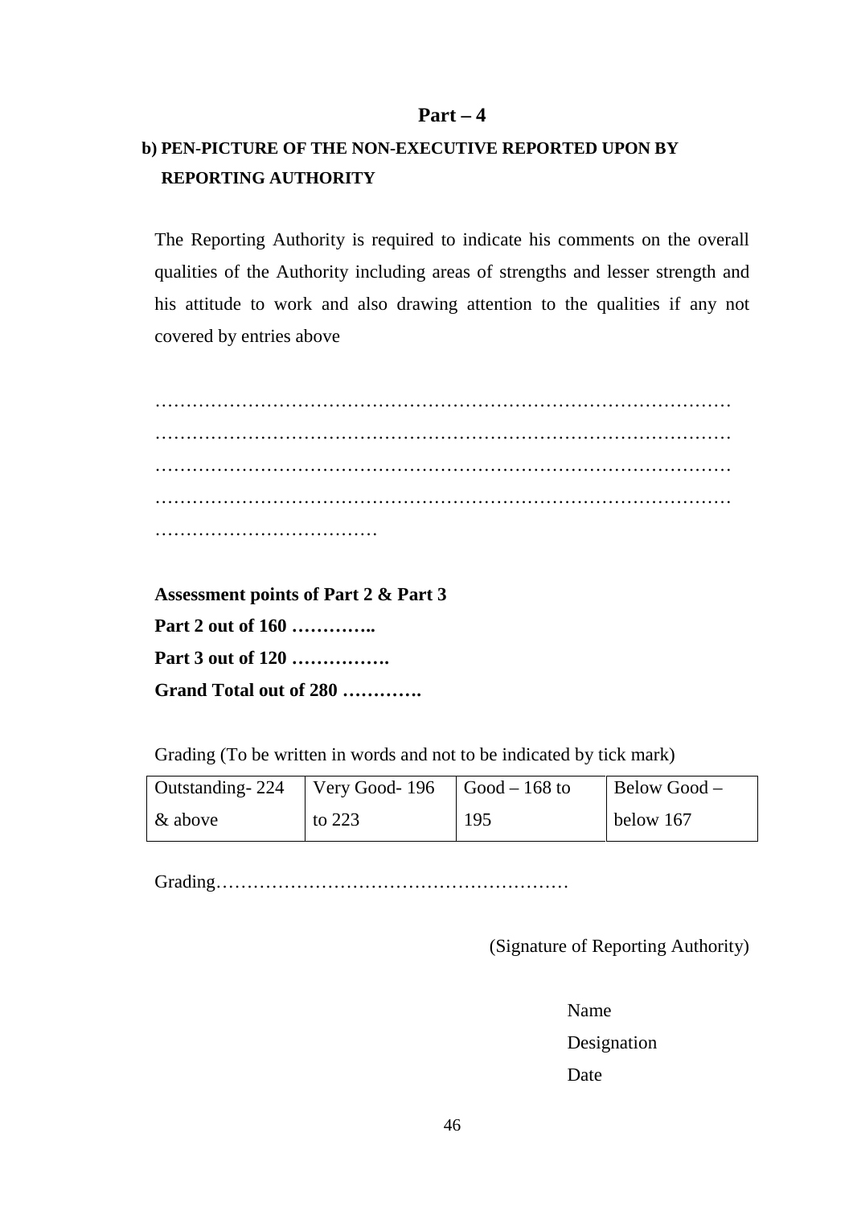## Part – 4

### b) PEN-PICTURE OF THE NON-EXECUTIVE REPORTED UPON BY REPORTING AUTHORITY

The Reporting Authority is required to indicate his comments on the overall qualities of the Authority including areas of strengths and lesser strength and his attitude to work and also drawing attention to the qualities if any not covered by entries above

…………………………………………………………………………………
…………………………………………………………………………………
…………………………………………………………………………………
…………………………………………………………………………………
………………………………

**Assessment points of Part 2 & Part 3**

**Part 2 out of 160 …………..**

**Part 3 out of 120 …………….**

**Grand Total out of 280 ………….**

Grading (To be written in words and not to be indicated by tick mark)

| Outstanding- 224 & above | Very Good- 196 to 223 | Good – 168 to 195 | Below Good – below 167 |
|---|---|---|---|

Grading…………………………………………………

(Signature of Reporting Authority)

Name

Designation

Date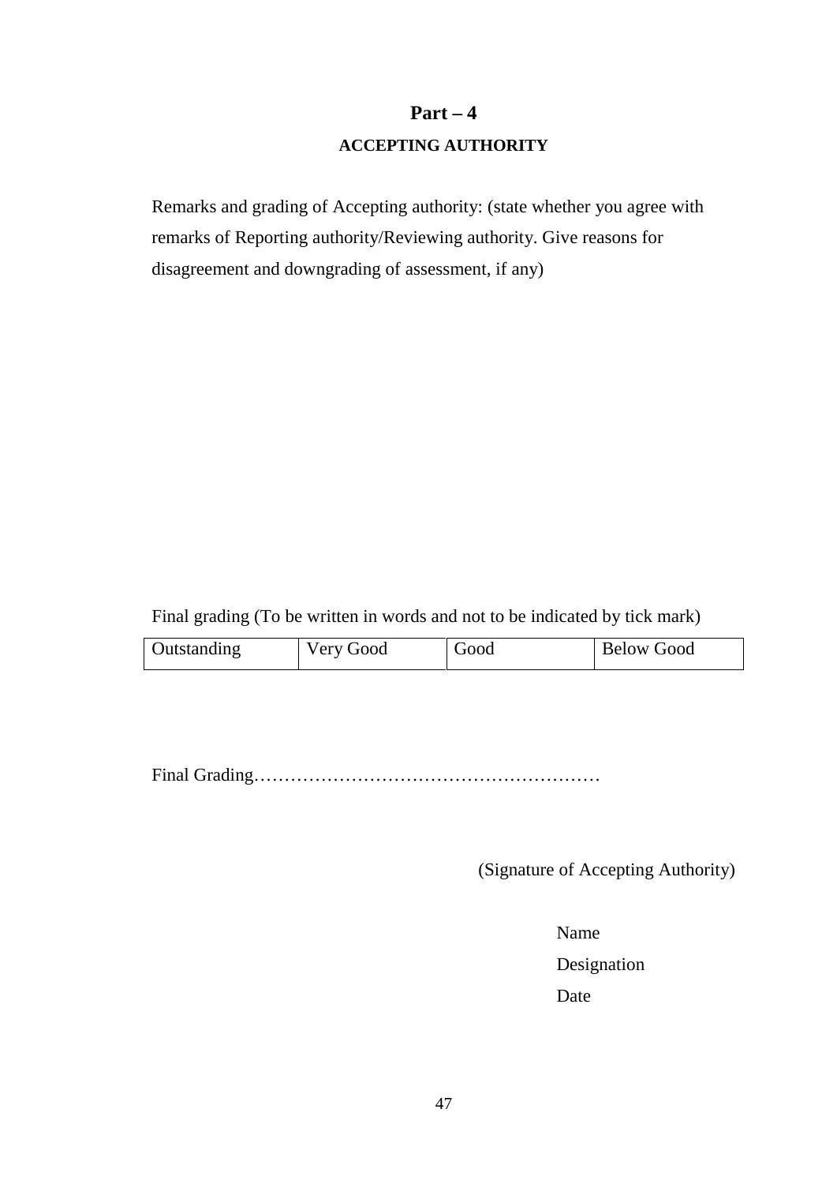## Part – 4

### ACCEPTING AUTHORITY

Remarks and grading of Accepting authority: (state whether you agree with remarks of Reporting authority/Reviewing authority. Give reasons for disagreement and downgrading of assessment, if any)

Final grading (To be written in words and not to be indicated by tick mark)

| Outstanding | Very Good | Good | Below Good |
|---|---|---|---|

Final Grading…………………………………………………

(Signature of Accepting Authority)

Name

Designation

Date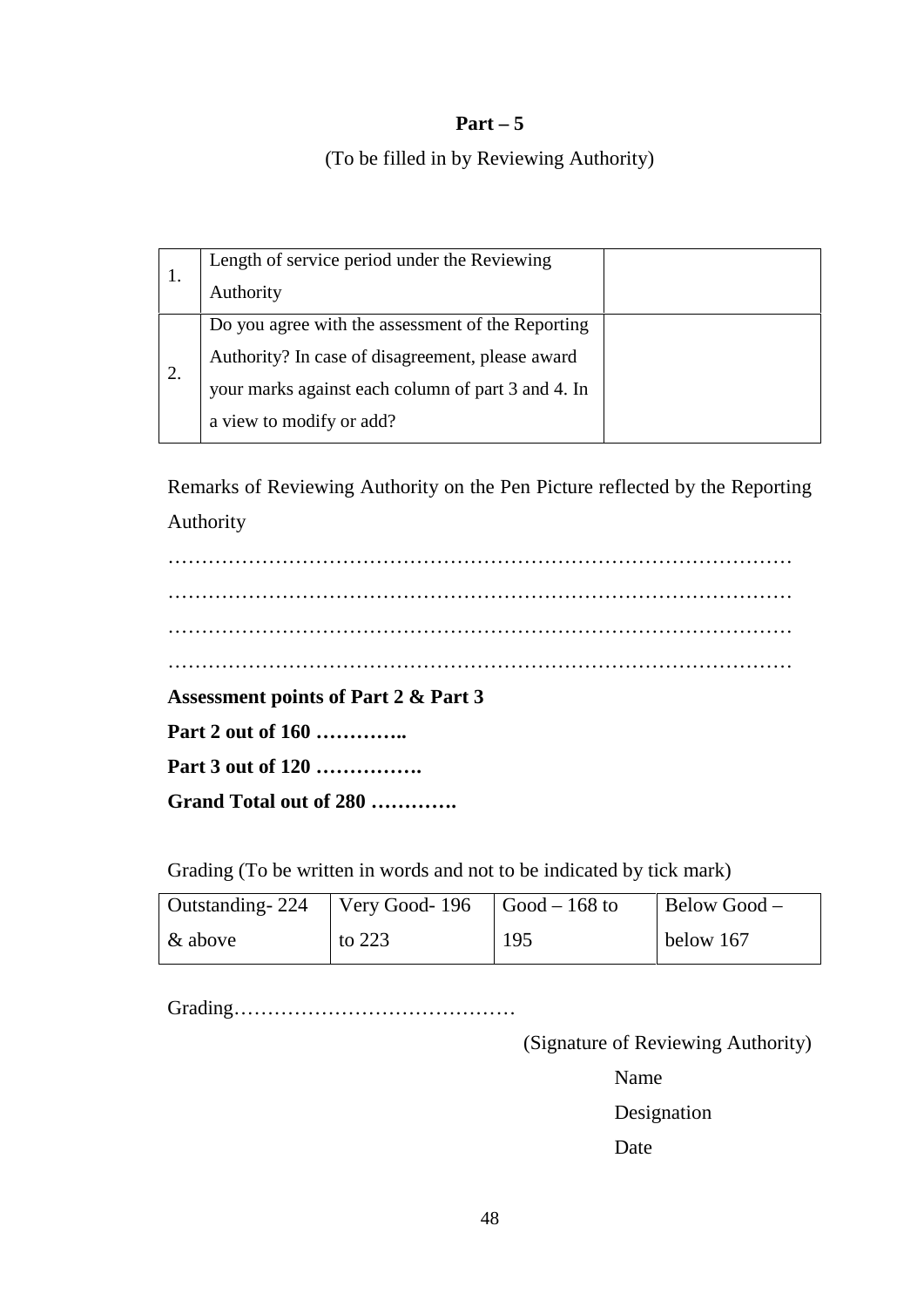**Part – 5**

(To be filled in by Reviewing Authority)

| | | |
|---|---|---|
| 1. | Length of service period under the Reviewing Authority | |
| 2. | Do you agree with the assessment of the Reporting Authority? In case of disagreement, please award your marks against each column of part 3 and 4. In a view to modify or add? | |

Remarks of Reviewing Authority on the Pen Picture reflected by the Reporting Authority

………………………………………………………………………………
………………………………………………………………………………
………………………………………………………………………………
………………………………………………………………………………

**Assessment points of Part 2 & Part 3**

**Part 2 out of 160 …………..**

**Part 3 out of 120 …………….**

**Grand Total out of 280 ………….**

Grading (To be written in words and not to be indicated by tick mark)

| Outstanding- 224 & above | Very Good- 196 to 223 | Good – 168 to 195 | Below Good – below 167 |
|---|---|---|---|

Grading……………………………………

(Signature of Reviewing Authority)

Name

Designation

Date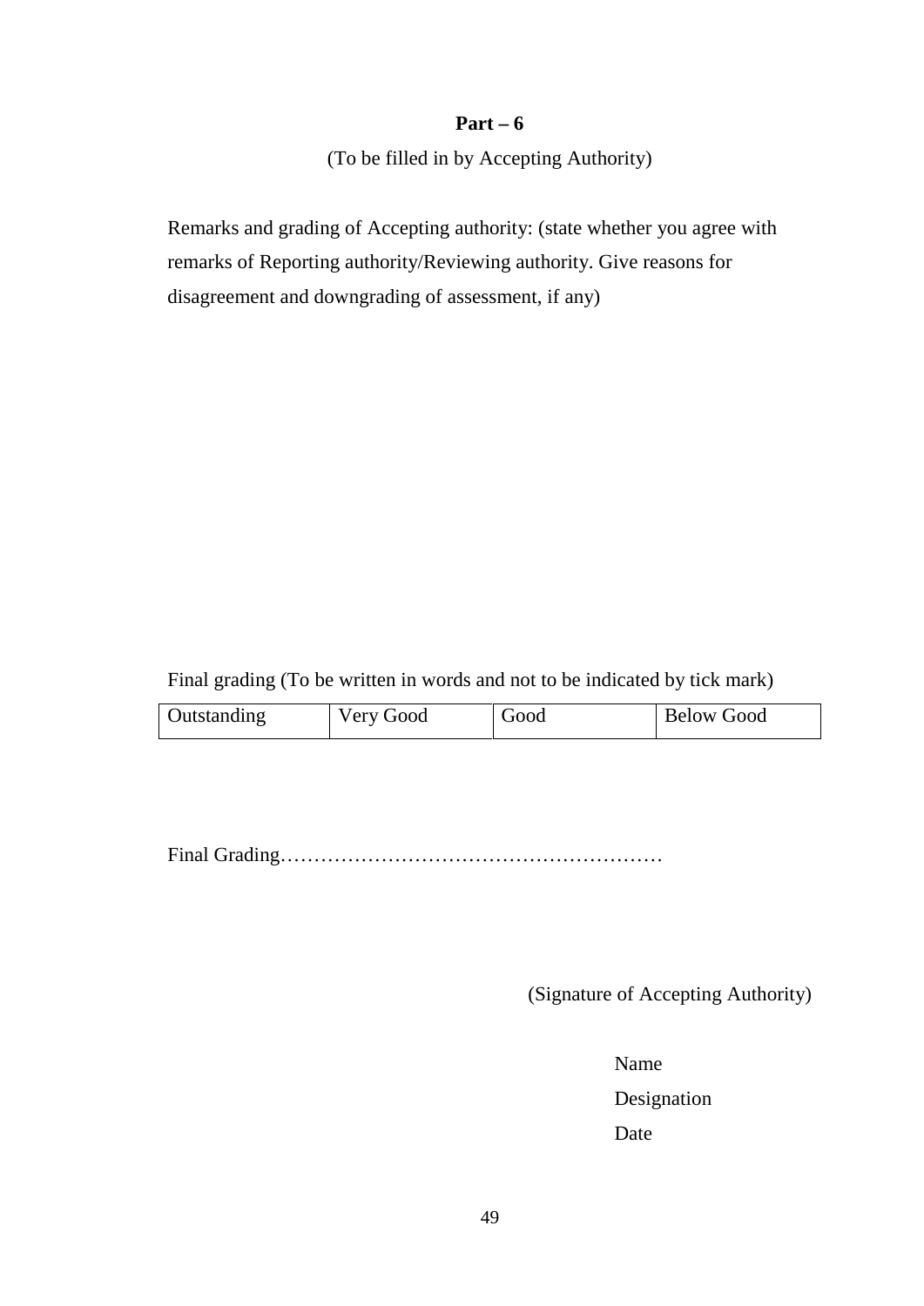**Part – 6**

(To be filled in by Accepting Authority)

Remarks and grading of Accepting authority: (state whether you agree with remarks of Reporting authority/Reviewing authority. Give reasons for disagreement and downgrading of assessment, if any)

Final grading (To be written in words and not to be indicated by tick mark)

| | | | |
|---|---|---|---|
| Outstanding | Very Good | Good | Below Good |

Final Grading…………………………………………………

(Signature of Accepting Authority)

Name

Designation

Date